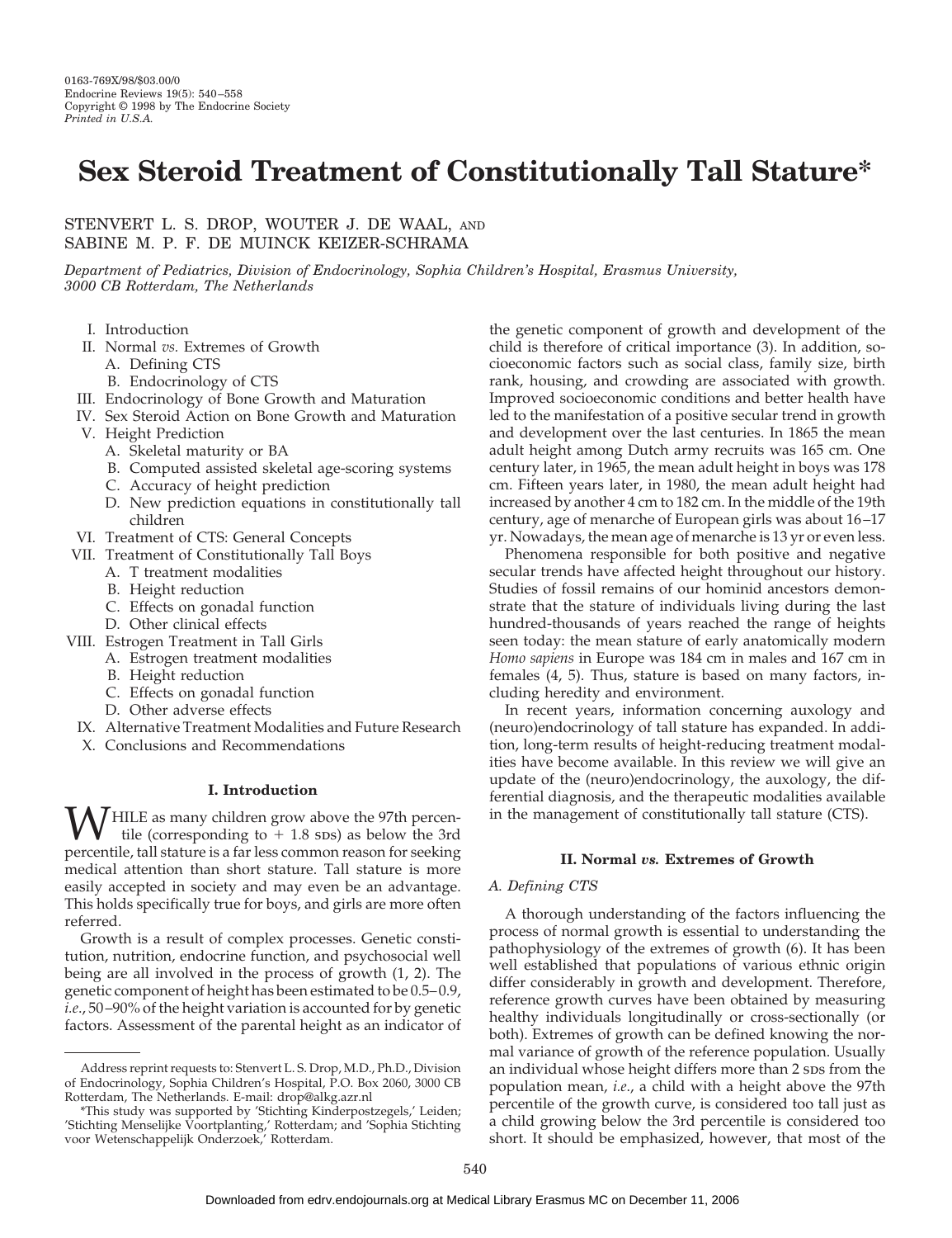# Sex Steroid Treatment of Constitutionally Tall Stature*

STENVERT L. S. DROP, WOUTER J. DE WAAL, AND SABINE M. P. F. DE MUINCK KEIZER-SCHRAMA

*Department of Pediatrics, Division of Endocrinology, Sophia Children's Hospital, Erasmus University, 3000 CB Rotterdam, The Netherlands*

- I. Introduction
- II. Normal *vs.* Extremes of Growth
  - A. Defining CTS
  - B. Endocrinology of CTS
- III. Endocrinology of Bone Growth and Maturation
- IV. Sex Steroid Action on Bone Growth and Maturation
- V. Height Prediction
  - A. Skeletal maturity or BA
  - B. Computed assisted skeletal age-scoring systems
  - C. Accuracy of height prediction
  - D. New prediction equations in constitutionally tall children
- VI. Treatment of CTS: General Concepts
- VII. Treatment of Constitutionally Tall Boys
  - A. T treatment modalities
  - B. Height reduction
  - C. Effects on gonadal function
  - D. Other clinical effects
- VIII. Estrogen Treatment in Tall Girls
  - A. Estrogen treatment modalities
  - B. Height reduction
  - C. Effects on gonadal function
  - D. Other adverse effects
- IX. Alternative Treatment Modalities and Future Research
- X. Conclusions and Recommendations

## I. Introduction

WHILE as many children grow above the 97th percentile (corresponding to + 1.8 SDs) as below the 3rd percentile, tall stature is a far less common reason for seeking medical attention than short stature. Tall stature is more easily accepted in society and may even be an advantage. This holds specifically true for boys, and girls are more often referred.

Growth is a result of complex processes. Genetic constitution, nutrition, endocrine function, and psychosocial well being are all involved in the process of growth (1, 2). The genetic component of height has been estimated to be 0.5–0.9, *i.e.*, 50–90% of the height variation is accounted for by genetic factors. Assessment of the parental height as an indicator of the genetic component of growth and development of the child is therefore of critical importance (3). In addition, socioeconomic factors such as social class, family size, birth rank, housing, and crowding are associated with growth. Improved socioeconomic conditions and better health have led to the manifestation of a positive secular trend in growth and development over the last centuries. In 1865 the mean adult height among Dutch army recruits was 165 cm. One century later, in 1965, the mean adult height in boys was 178 cm. Fifteen years later, in 1980, the mean adult height had increased by another 4 cm to 182 cm. In the middle of the 19th century, age of menarche of European girls was about 16–17 yr. Nowadays, the mean age of menarche is 13 yr or even less.

Phenomena responsible for both positive and negative secular trends have affected height throughout our history. Studies of fossil remains of our hominid ancestors demonstrate that the stature of individuals living during the last hundred-thousands of years reached the range of heights seen today: the mean stature of early anatomically modern *Homo sapiens* in Europe was 184 cm in males and 167 cm in females (4, 5). Thus, stature is based on many factors, including heredity and environment.

In recent years, information concerning auxology and (neuro)endocrinology of tall stature has expanded. In addition, long-term results of height-reducing treatment modalities have become available. In this review we will give an update of the (neuro)endocrinology, the auxology, the differential diagnosis, and the therapeutic modalities available in the management of constitutionally tall stature (CTS).

## II. Normal *vs.* Extremes of Growth

### A. Defining CTS

A thorough understanding of the factors influencing the process of normal growth is essential to understanding the pathophysiology of the extremes of growth (6). It has been well established that populations of various ethnic origin differ considerably in growth and development. Therefore, reference growth curves have been obtained by measuring healthy individuals longitudinally or cross-sectionally (or both). Extremes of growth can be defined knowing the normal variance of growth of the reference population. Usually an individual whose height differs more than 2 SDs from the population mean, *i.e.*, a child with a height above the 97th percentile of the growth curve, is considered too tall just as a child growing below the 3rd percentile is considered too short. It should be emphasized, however, that most of the

---

Address reprint requests to: Stenvert L. S. Drop, M.D., Ph.D., Division of Endocrinology, Sophia Children's Hospital, P.O. Box 2060, 3000 CB Rotterdam, The Netherlands. E-mail: drop@alkg.azr.nl

*This study was supported by 'Stichting Kinderpostzegels,' Leiden; 'Stichting Menselijke Voortplanting,' Rotterdam; and 'Sophia Stichting voor Wetenschappelijk Onderzoek,' Rotterdam.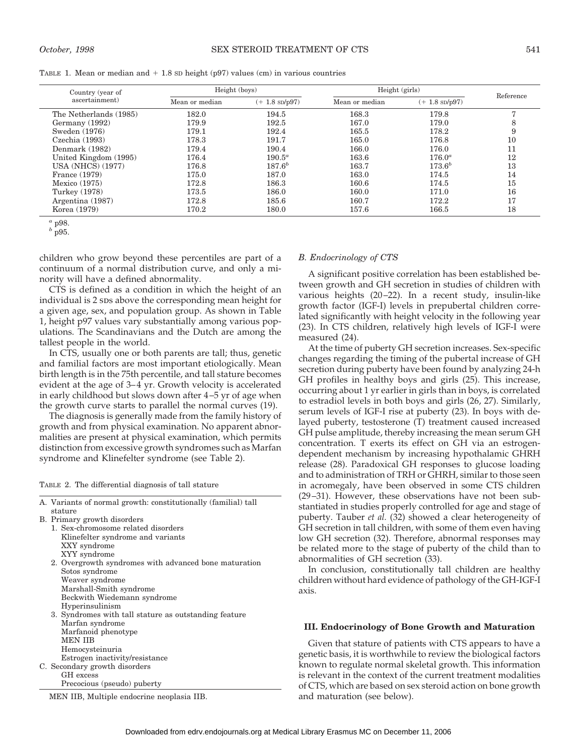TABLE 1. Mean or median and + 1.8 SD height (p97) values (cm) in various countries

| Country (year of ascertainment) | Height (boys) | | Height (girls) | | Reference |
|---|---|---|---|---|---|
| | Mean or median | (+ 1.8 SD/p97) | Mean or median | (+ 1.8 SD/p97) | |
| The Netherlands (1985) | 182.0 | 194.5 | 168.3 | 179.8 | 7 |
| Germany (1992) | 179.9 | 192.5 | 167.0 | 179.0 | 8 |
| Sweden (1976) | 179.1 | 192.4 | 165.5 | 178.2 | 9 |
| Czechia (1993) | 178.3 | 191.7 | 165.0 | 176.8 | 10 |
| Denmark (1982) | 179.4 | 190.4 | 166.0 | 176.0 | 11 |
| United Kingdom (1995) | 176.4 | 190.5[a] | 163.6 | 176.0[a] | 12 |
| USA (NHCS) (1977) | 176.8 | 187.6[b] | 163.7 | 173.6[b] | 13 |
| France (1979) | 175.0 | 187.0 | 163.0 | 174.5 | 14 |
| Mexico (1975) | 172.8 | 186.3 | 160.6 | 174.5 | 15 |
| Turkey (1978) | 173.5 | 186.0 | 160.0 | 171.0 | 16 |
| Argentina (1987) | 172.8 | 185.6 | 160.7 | 172.2 | 17 |
| Korea (1979) | 170.2 | 180.0 | 157.6 | 166.5 | 18 |

[a] p98.
[b] p95.

children who grow beyond these percentiles are part of a continuum of a normal distribution curve, and only a minority will have a defined abnormality.

CTS is defined as a condition in which the height of an individual is 2 SDs above the corresponding mean height for a given age, sex, and population group. As shown in Table 1, height p97 values vary substantially among various populations. The Scandinavians and the Dutch are among the tallest people in the world.

In CTS, usually one or both parents are tall; thus, genetic and familial factors are most important etiologically. Mean birth length is in the 75th percentile, and tall stature becomes evident at the age of 3–4 yr. Growth velocity is accelerated in early childhood but slows down after 4–5 yr of age when the growth curve starts to parallel the normal curves (19).

The diagnosis is generally made from the family history of growth and from physical examination. No apparent abnormalities are present at physical examination, which permits distinction from excessive growth syndromes such as Marfan syndrome and Klinefelter syndrome (see Table 2).

TABLE 2. The differential diagnosis of tall stature

A. Variants of normal growth: constitutionally (familial) tall stature
B. Primary growth disorders
   1. Sex-chromosome related disorders
      Klinefelter syndrome and variants
      XXY syndrome
      XYY syndrome
   2. Overgrowth syndromes with advanced bone maturation
      Sotos syndrome
      Weaver syndrome
      Marshall-Smith syndrome
      Beckwith Wiedemann syndrome
      Hyperinsulinism
   3. Syndromes with tall stature as outstanding feature
      Marfan syndrome
      Marfanoid phenotype
      MEN IIB
      Hemocysteinuria
      Estrogen inactivity/resistance
C. Secondary growth disorders
   GH excess
   Precocious (pseudo) puberty

MEN IIB, Multiple endocrine neoplasia IIB.

### B. Endocrinology of CTS

A significant positive correlation has been established between growth and GH secretion in studies of children with various heights (20–22). In a recent study, insulin-like growth factor (IGF-I) levels in prepubertal children correlated significantly with height velocity in the following year (23). In CTS children, relatively high levels of IGF-I were measured (24).

At the time of puberty GH secretion increases. Sex-specific changes regarding the timing of the pubertal increase of GH secretion during puberty have been found by analyzing 24-h GH profiles in healthy boys and girls (25). This increase, occurring about 1 yr earlier in girls than in boys, is correlated to estradiol levels in both boys and girls (26, 27). Similarly, serum levels of IGF-I rise at puberty (23). In boys with delayed puberty, testosterone (T) treatment caused increased GH pulse amplitude, thereby increasing the mean serum GH concentration. T exerts its effect on GH via an estrogen-dependent mechanism by increasing hypothalamic GHRH release (28). Paradoxical GH responses to glucose loading and to administration of TRH or GHRH, similar to those seen in acromegaly, have been observed in some CTS children (29–31). However, these observations have not been substantiated in studies properly controlled for age and stage of puberty. Tauber *et al.* (32) showed a clear heterogeneity of GH secretion in tall children, with some of them even having low GH secretion (32). Therefore, abnormal responses may be related more to the stage of puberty of the child than to abnormalities of GH secretion (33).

In conclusion, constitutionally tall children are healthy children without hard evidence of pathology of the GH-IGF-I axis.

## III. Endocrinology of Bone Growth and Maturation

Given that stature of patients with CTS appears to have a genetic basis, it is worthwhile to review the biological factors known to regulate normal skeletal growth. This information is relevant in the context of the current treatment modalities of CTS, which are based on sex steroid action on bone growth and maturation (see below).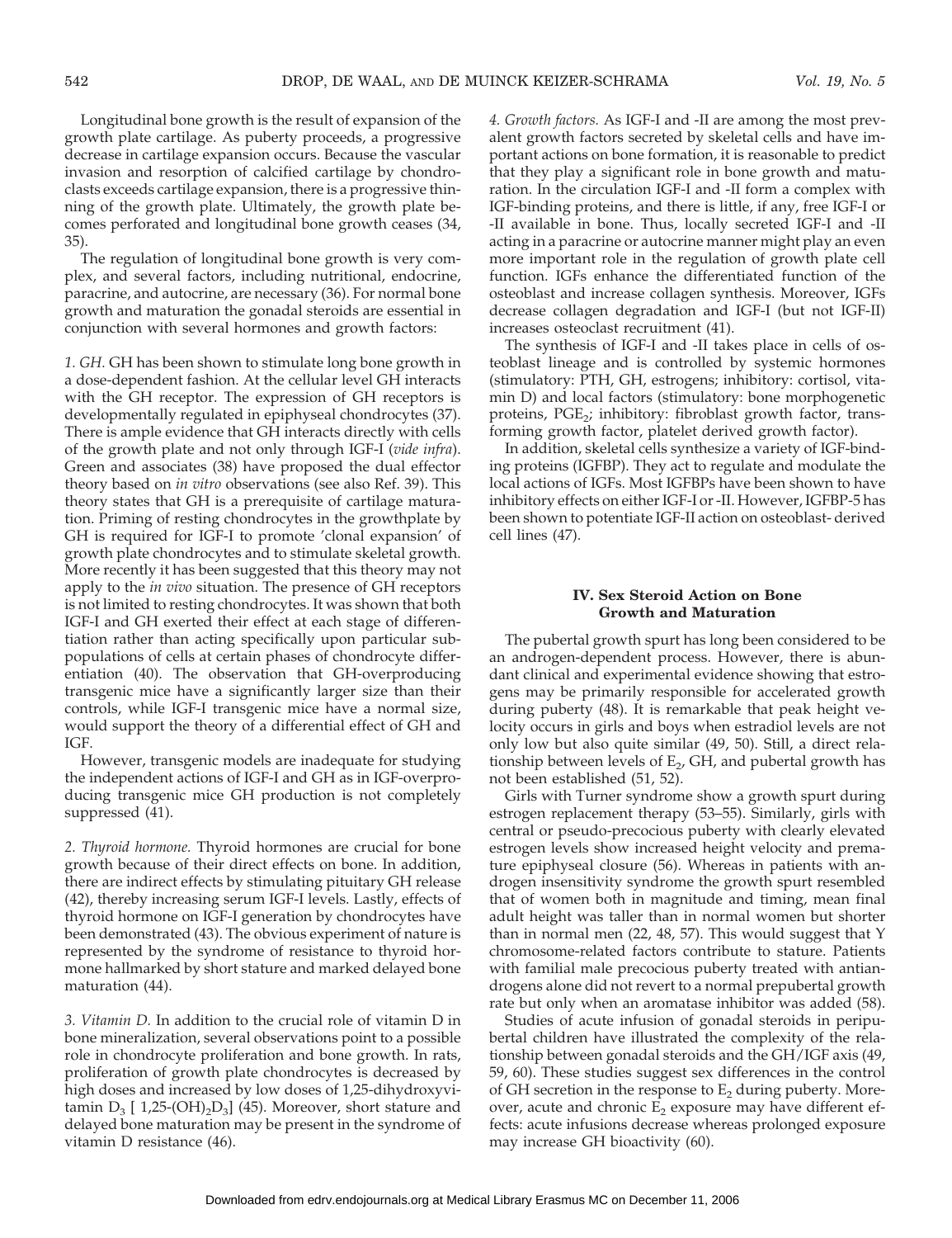Longitudinal bone growth is the result of expansion of the growth plate cartilage. As puberty proceeds, a progressive decrease in cartilage expansion occurs. Because the vascular invasion and resorption of calcified cartilage by chondroclasts exceeds cartilage expansion, there is a progressive thinning of the growth plate. Ultimately, the growth plate becomes perforated and longitudinal bone growth ceases (34, 35).

The regulation of longitudinal bone growth is very complex, and several factors, including nutritional, endocrine, paracrine, and autocrine, are necessary (36). For normal bone growth and maturation the gonadal steroids are essential in conjunction with several hormones and growth factors:

*1. GH.* GH has been shown to stimulate long bone growth in a dose-dependent fashion. At the cellular level GH interacts with the GH receptor. The expression of GH receptors is developmentally regulated in epiphyseal chondrocytes (37). There is ample evidence that GH interacts directly with cells of the growth plate and not only through IGF-I (*vide infra*). Green and associates (38) have proposed the dual effector theory based on *in vitro* observations (see also Ref. 39). This theory states that GH is a prerequisite of cartilage maturation. Priming of resting chondrocytes in the growthplate by GH is required for IGF-I to promote 'clonal expansion' of growth plate chondrocytes and to stimulate skeletal growth. More recently it has been suggested that this theory may not apply to the *in vivo* situation. The presence of GH receptors is not limited to resting chondrocytes. It was shown that both IGF-I and GH exerted their effect at each stage of differentiation rather than acting specifically upon particular subpopulations of cells at certain phases of chondrocyte differentiation (40). The observation that GH-overproducing transgenic mice have a significantly larger size than their controls, while IGF-I transgenic mice have a normal size, would support the theory of a differential effect of GH and IGF.

However, transgenic models are inadequate for studying the independent actions of IGF-I and GH as in IGF-overproducing transgenic mice GH production is not completely suppressed (41).

*2. Thyroid hormone.* Thyroid hormones are crucial for bone growth because of their direct effects on bone. In addition, there are indirect effects by stimulating pituitary GH release (42), thereby increasing serum IGF-I levels. Lastly, effects of thyroid hormone on IGF-I generation by chondrocytes have been demonstrated (43). The obvious experiment of nature is represented by the syndrome of resistance to thyroid hormone hallmarked by short stature and marked delayed bone maturation (44).

*3. Vitamin D.* In addition to the crucial role of vitamin D in bone mineralization, several observations point to a possible role in chondrocyte proliferation and bone growth. In rats, proliferation of growth plate chondrocytes is decreased by high doses and increased by low doses of 1,25-dihydroxyvitamin $D_3$ [ 1,25-$(OH)_2D_3$] (45). Moreover, short stature and delayed bone maturation may be present in the syndrome of vitamin D resistance (46).

*4. Growth factors.* As IGF-I and -II are among the most prevalent growth factors secreted by skeletal cells and have important actions on bone formation, it is reasonable to predict that they play a significant role in bone growth and maturation. In the circulation IGF-I and -II form a complex with IGF-binding proteins, and there is little, if any, free IGF-I or -II available in bone. Thus, locally secreted IGF-I and -II acting in a paracrine or autocrine manner might play an even more important role in the regulation of growth plate cell function. IGFs enhance the differentiated function of the osteoblast and increase collagen synthesis. Moreover, IGFs decrease collagen degradation and IGF-I (but not IGF-II) increases osteoclast recruitment (41).

The synthesis of IGF-I and -II takes place in cells of osteoblast lineage and is controlled by systemic hormones (stimulatory: PTH, GH, estrogens; inhibitory: cortisol, vitamin D) and local factors (stimulatory: bone morphogenetic proteins, $PGE_2$; inhibitory: fibroblast growth factor, transforming growth factor, platelet derived growth factor).

In addition, skeletal cells synthesize a variety of IGF-binding proteins (IGFBP). They act to regulate and modulate the local actions of IGFs. Most IGFBPs have been shown to have inhibitory effects on either IGF-I or -II. However, IGFBP-5 has been shown to potentiate IGF-II action on osteoblast- derived cell lines (47).

## IV. Sex Steroid Action on Bone Growth and Maturation

The pubertal growth spurt has long been considered to be an androgen-dependent process. However, there is abundant clinical and experimental evidence showing that estrogens may be primarily responsible for accelerated growth during puberty (48). It is remarkable that peak height velocity occurs in girls and boys when estradiol levels are not only low but also quite similar (49, 50). Still, a direct relationship between levels of $E_2$, GH, and pubertal growth has not been established (51, 52).

Girls with Turner syndrome show a growth spurt during estrogen replacement therapy (53–55). Similarly, girls with central or pseudo-precocious puberty with clearly elevated estrogen levels show increased height velocity and premature epiphyseal closure (56). Whereas in patients with androgen insensitivity syndrome the growth spurt resembled that of women both in magnitude and timing, mean final adult height was taller than in normal women but shorter than in normal men (22, 48, 57). This would suggest that Y chromosome-related factors contribute to stature. Patients with familial male precocious puberty treated with antiandrogens alone did not revert to a normal prepubertal growth rate but only when an aromatase inhibitor was added (58).

Studies of acute infusion of gonadal steroids in peripubertal children have illustrated the complexity of the relationship between gonadal steroids and the GH/IGF axis (49, 59, 60). These studies suggest sex differences in the control of GH secretion in the response to $E_2$ during puberty. Moreover, acute and chronic $E_2$ exposure may have different effects: acute infusions decrease whereas prolonged exposure may increase GH bioactivity (60).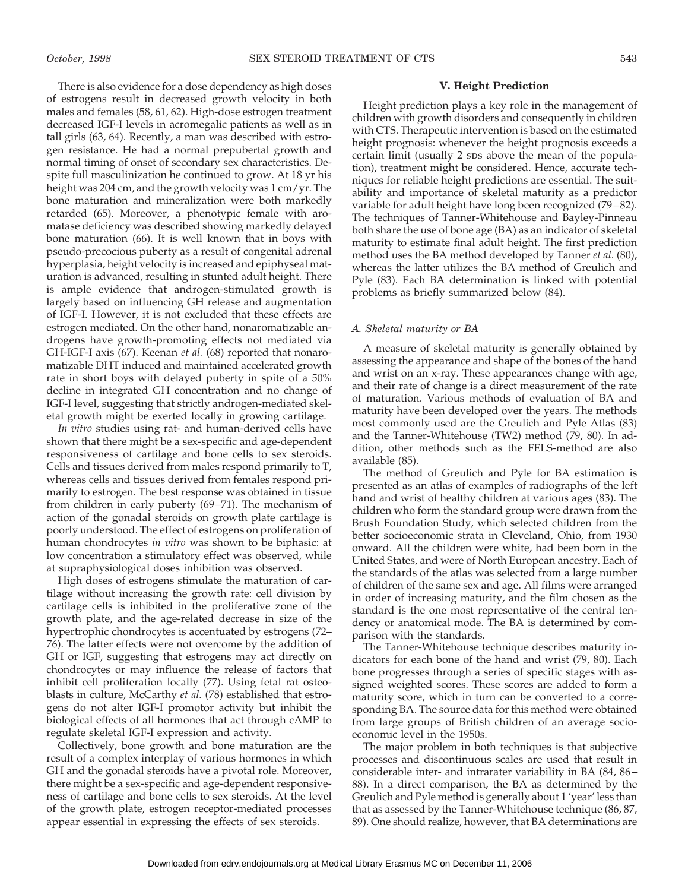There is also evidence for a dose dependency as high doses of estrogens result in decreased growth velocity in both males and females (58, 61, 62). High-dose estrogen treatment decreased IGF-I levels in acromegalic patients as well as in tall girls (63, 64). Recently, a man was described with estrogen resistance. He had a normal prepubertal growth and normal timing of onset of secondary sex characteristics. Despite full masculinization he continued to grow. At 18 yr his height was 204 cm, and the growth velocity was 1 cm/yr. The bone maturation and mineralization were both markedly retarded (65). Moreover, a phenotypic female with aromatase deficiency was described showing markedly delayed bone maturation (66). It is well known that in boys with pseudo-precocious puberty as a result of congenital adrenal hyperplasia, height velocity is increased and epiphyseal maturation is advanced, resulting in stunted adult height. There is ample evidence that androgen-stimulated growth is largely based on influencing GH release and augmentation of IGF-I. However, it is not excluded that these effects are estrogen mediated. On the other hand, nonaromatizable androgens have growth-promoting effects not mediated via GH-IGF-I axis (67). Keenan *et al.* (68) reported that nonaromatizable DHT induced and maintained accelerated growth rate in short boys with delayed puberty in spite of a 50% decline in integrated GH concentration and no change of IGF-I level, suggesting that strictly androgen-mediated skeletal growth might be exerted locally in growing cartilage.

*In vitro* studies using rat- and human-derived cells have shown that there might be a sex-specific and age-dependent responsiveness of cartilage and bone cells to sex steroids. Cells and tissues derived from males respond primarily to T, whereas cells and tissues derived from females respond primarily to estrogen. The best response was obtained in tissue from children in early puberty (69–71). The mechanism of action of the gonadal steroids on growth plate cartilage is poorly understood. The effect of estrogens on proliferation of human chondrocytes *in vitro* was shown to be biphasic: at low concentration a stimulatory effect was observed, while at supraphysiological doses inhibition was observed.

High doses of estrogens stimulate the maturation of cartilage without increasing the growth rate: cell division by cartilage cells is inhibited in the proliferative zone of the growth plate, and the age-related decrease in size of the hypertrophic chondrocytes is accentuated by estrogens (72–76). The latter effects were not overcome by the addition of GH or IGF, suggesting that estrogens may act directly on chondrocytes or may influence the release of factors that inhibit cell proliferation locally (77). Using fetal rat osteoblasts in culture, McCarthy *et al.* (78) established that estrogens do not alter IGF-I promotor activity but inhibit the biological effects of all hormones that act through cAMP to regulate skeletal IGF-I expression and activity.

Collectively, bone growth and bone maturation are the result of a complex interplay of various hormones in which GH and the gonadal steroids have a pivotal role. Moreover, there might be a sex-specific and age-dependent responsiveness of cartilage and bone cells to sex steroids. At the level of the growth plate, estrogen receptor-mediated processes appear essential in expressing the effects of sex steroids.

## V. Height Prediction

Height prediction plays a key role in the management of children with growth disorders and consequently in children with CTS. Therapeutic intervention is based on the estimated height prognosis: whenever the height prognosis exceeds a certain limit (usually 2 SDS above the mean of the population), treatment might be considered. Hence, accurate techniques for reliable height predictions are essential. The suitability and importance of skeletal maturity as a predictor variable for adult height have long been recognized (79–82). The techniques of Tanner-Whitehouse and Bayley-Pinneau both share the use of bone age (BA) as an indicator of skeletal maturity to estimate final adult height. The first prediction method uses the BA method developed by Tanner *et al.* (80), whereas the latter utilizes the BA method of Greulich and Pyle (83). Each BA determination is linked with potential problems as briefly summarized below (84).

### *A. Skeletal maturity or BA*

A measure of skeletal maturity is generally obtained by assessing the appearance and shape of the bones of the hand and wrist on an x-ray. These appearances change with age, and their rate of change is a direct measurement of the rate of maturation. Various methods of evaluation of BA and maturity have been developed over the years. The methods most commonly used are the Greulich and Pyle Atlas (83) and the Tanner-Whitehouse (TW2) method (79, 80). In addition, other methods such as the FELS-method are also available (85).

The method of Greulich and Pyle for BA estimation is presented as an atlas of examples of radiographs of the left hand and wrist of healthy children at various ages (83). The children who form the standard group were drawn from the Brush Foundation Study, which selected children from the better socioeconomic strata in Cleveland, Ohio, from 1930 onward. All the children were white, had been born in the United States, and were of North European ancestry. Each of the standards of the atlas was selected from a large number of children of the same sex and age. All films were arranged in order of increasing maturity, and the film chosen as the standard is the one most representative of the central tendency or anatomical mode. The BA is determined by comparison with the standards.

The Tanner-Whitehouse technique describes maturity indicators for each bone of the hand and wrist (79, 80). Each bone progresses through a series of specific stages with assigned weighted scores. These scores are added to form a maturity score, which in turn can be converted to a corresponding BA. The source data for this method were obtained from large groups of British children of an average socioeconomic level in the 1950s.

The major problem in both techniques is that subjective processes and discontinuous scales are used that result in considerable inter- and intrarater variability in BA (84, 86–88). In a direct comparison, the BA as determined by the Greulich and Pyle method is generally about 1 'year' less than that as assessed by the Tanner-Whitehouse technique (86, 87, 89). One should realize, however, that BA determinations are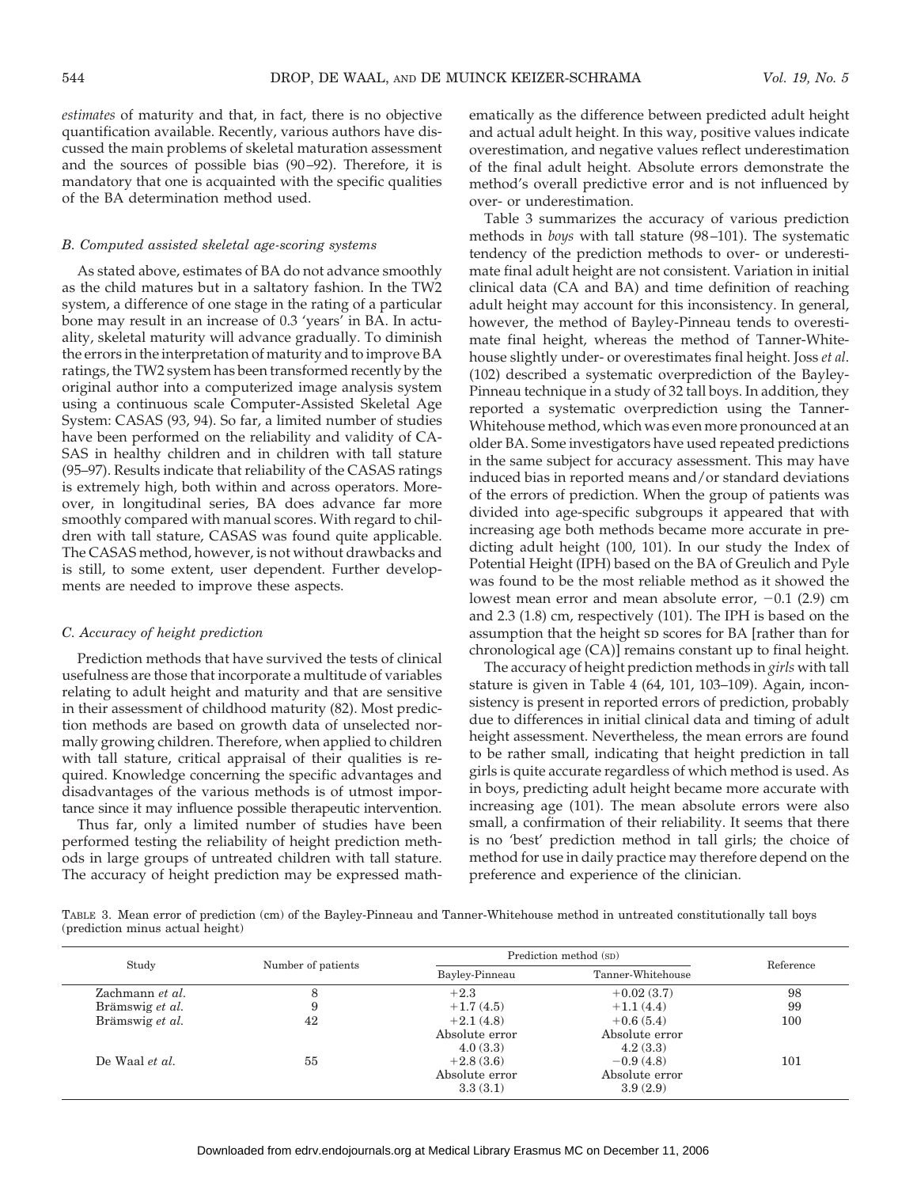*estimates* of maturity and that, in fact, there is no objective quantification available. Recently, various authors have discussed the main problems of skeletal maturation assessment and the sources of possible bias (90–92). Therefore, it is mandatory that one is acquainted with the specific qualities of the BA determination method used.

### *B. Computed assisted skeletal age-scoring systems*

As stated above, estimates of BA do not advance smoothly as the child matures but in a saltatory fashion. In the TW2 system, a difference of one stage in the rating of a particular bone may result in an increase of 0.3 'years' in BA. In actuality, skeletal maturity will advance gradually. To diminish the errors in the interpretation of maturity and to improve BA ratings, the TW2 system has been transformed recently by the original author into a computerized image analysis system using a continuous scale Computer-Assisted Skeletal Age System: CASAS (93, 94). So far, a limited number of studies have been performed on the reliability and validity of CASAS in healthy children and in children with tall stature (95–97). Results indicate that reliability of the CASAS ratings is extremely high, both within and across operators. Moreover, in longitudinal series, BA does advance far more smoothly compared with manual scores. With regard to children with tall stature, CASAS was found quite applicable. The CASAS method, however, is not without drawbacks and is still, to some extent, user dependent. Further developments are needed to improve these aspects.

### *C. Accuracy of height prediction*

Prediction methods that have survived the tests of clinical usefulness are those that incorporate a multitude of variables relating to adult height and maturity and that are sensitive in their assessment of childhood maturity (82). Most prediction methods are based on growth data of unselected normally growing children. Therefore, when applied to children with tall stature, critical appraisal of their qualities is required. Knowledge concerning the specific advantages and disadvantages of the various methods is of utmost importance since it may influence possible therapeutic intervention.

Thus far, only a limited number of studies have been performed testing the reliability of height prediction methods in large groups of untreated children with tall stature. The accuracy of height prediction may be expressed mathematically as the difference between predicted adult height and actual adult height. In this way, positive values indicate overestimation, and negative values reflect underestimation of the final adult height. Absolute errors demonstrate the method's overall predictive error and is not influenced by over- or underestimation.

Table 3 summarizes the accuracy of various prediction methods in *boys* with tall stature (98–101). The systematic tendency of the prediction methods to over- or underestimate final adult height are not consistent. Variation in initial clinical data (CA and BA) and time definition of reaching adult height may account for this inconsistency. In general, however, the method of Bayley-Pinneau tends to overestimate final height, whereas the method of Tanner-Whitehouse slightly under- or overestimates final height. Joss *et al*. (102) described a systematic overprediction of the Bayley-Pinneau technique in a study of 32 tall boys. In addition, they reported a systematic overprediction using the Tanner-Whitehouse method, which was even more pronounced at an older BA. Some investigators have used repeated predictions in the same subject for accuracy assessment. This may have induced bias in reported means and/or standard deviations of the errors of prediction. When the group of patients was divided into age-specific subgroups it appeared that with increasing age both methods became more accurate in predicting adult height (100, 101). In our study the Index of Potential Height (IPH) based on the BA of Greulich and Pyle was found to be the most reliable method as it showed the lowest mean error and mean absolute error, −0.1 (2.9) cm and 2.3 (1.8) cm, respectively (101). The IPH is based on the assumption that the height SD scores for BA [rather than for chronological age (CA)] remains constant up to final height.

The accuracy of height prediction methods in *girls* with tall stature is given in Table 4 (64, 101, 103–109). Again, inconsistency is present in reported errors of prediction, probably due to differences in initial clinical data and timing of adult height assessment. Nevertheless, the mean errors are found to be rather small, indicating that height prediction in tall girls is quite accurate regardless of which method is used. As in boys, predicting adult height became more accurate with increasing age (101). The mean absolute errors were also small, a confirmation of their reliability. It seems that there is no 'best' prediction method in tall girls; the choice of method for use in daily practice may therefore depend on the preference and experience of the clinician.

TABLE 3. Mean error of prediction (cm) of the Bayley-Pinneau and Tanner-Whitehouse method in untreated constitutionally tall boys (prediction minus actual height)

| Study | Number of patients | Prediction method (SD) | | Reference |
|---|---|---|---|---|
| | | Bayley-Pinneau | Tanner-Whitehouse | |
| Zachmann *et al.* | 8 | +2.3 | +0.02 (3.7) | 98 |
| Brämswig *et al.* | 9 | +1.7 (4.5) | +1.1 (4.4) | 99 |
| Brämswig *et al.* | 42 | +2.1 (4.8) | +0.6 (5.4) | 100 |
| | | Absolute error 4.0 (3.3) | Absolute error 4.2 (3.3) | |
| De Waal *et al.* | 55 | +2.8 (3.6) | −0.9 (4.8) | 101 |
| | | Absolute error 3.3 (3.1) | Absolute error 3.9 (2.9) | |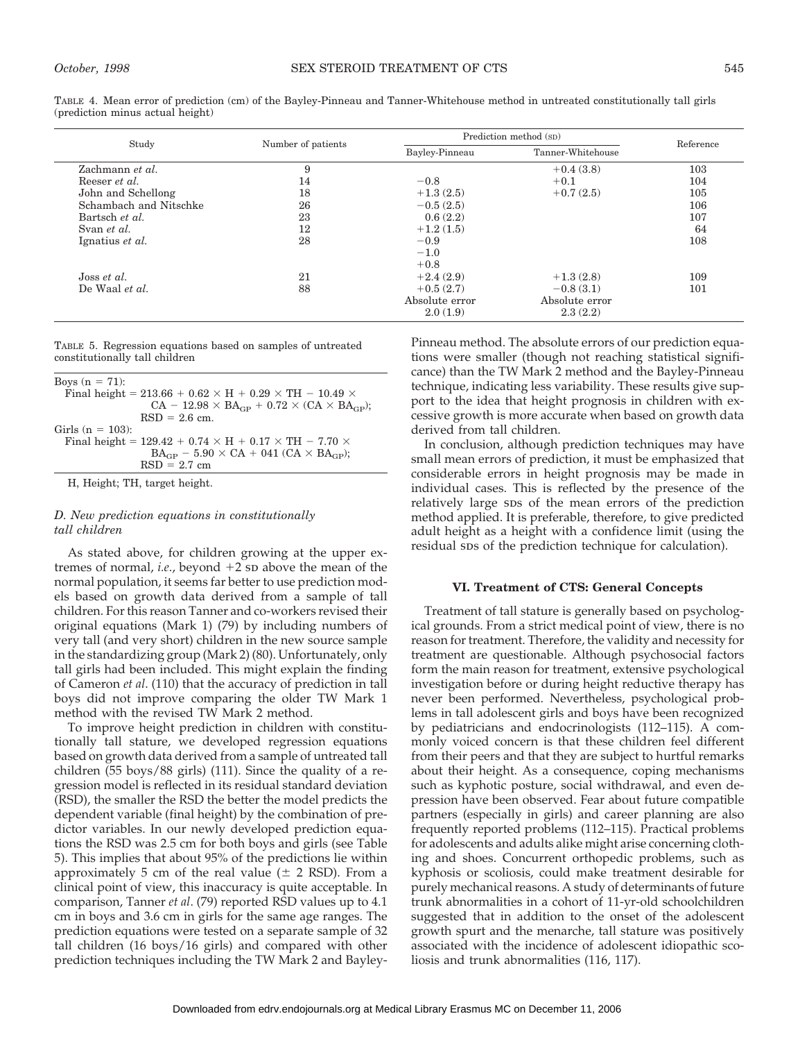TABLE 4. Mean error of prediction (cm) of the Bayley-Pinneau and Tanner-Whitehouse method in untreated constitutionally tall girls (prediction minus actual height)

| Study | Number of patients | Prediction method (SD) | | Reference |
|---|---|---|---|---|
| | | Bayley-Pinneau | Tanner-Whitehouse | |
| Zachmann *et al.* | 9 | | +0.4 (3.8) | 103 |
| Reeser *et al.* | 14 | −0.8 | +0.1 | 104 |
| John and Schellong | 18 | +1.3 (2.5) | +0.7 (2.5) | 105 |
| Schambach and Nitschke | 26 | −0.5 (2.5) | | 106 |
| Bartsch *et al.* | 23 | 0.6 (2.2) | | 107 |
| Svan *et al.* | 12 | +1.2 (1.5) | | 64 |
| Ignatius *et al.* | 28 | −0.9 | | 108 |
| | | −1.0 | | |
| | | +0.8 | | |
| Joss *et al.* | 21 | +2.4 (2.9) | +1.3 (2.8) | 109 |
| De Waal *et al.* | 88 | +0.5 (2.7) | −0.8 (3.1) | 101 |
| | | Absolute error | Absolute error | |
| | | 2.0 (1.9) | 2.3 (2.2) | |

TABLE 5. Regression equations based on samples of untreated constitutionally tall children

Boys (n = 71):
Final height = $213.66 + 0.62 \times H + 0.29 \times TH - 10.49 \times CA - 12.98 \times BA_{GP} + 0.72 \times (CA \times BA_{GP})$;
RSD = 2.6 cm.

Girls (n = 103):
Final height = $129.42 + 0.74 \times H + 0.17 \times TH - 7.70 \times BA_{GP} - 5.90 \times CA + 041\ (CA \times BA_{GP})$;
RSD = 2.7 cm

H, Height; TH, target height.

### D. New prediction equations in constitutionally tall children

As stated above, for children growing at the upper extremes of normal, *i.e.*, beyond +2 SD above the mean of the normal population, it seems far better to use prediction models based on growth data derived from a sample of tall children. For this reason Tanner and co-workers revised their original equations (Mark 1) (79) by including numbers of very tall (and very short) children in the new source sample in the standardizing group (Mark 2) (80). Unfortunately, only tall girls had been included. This might explain the finding of Cameron *et al*. (110) that the accuracy of prediction in tall boys did not improve comparing the older TW Mark 1 method with the revised TW Mark 2 method.

To improve height prediction in children with constitutionally tall stature, we developed regression equations based on growth data derived from a sample of untreated tall children (55 boys/88 girls) (111). Since the quality of a regression model is reflected in its residual standard deviation (RSD), the smaller the RSD the better the model predicts the dependent variable (final height) by the combination of predictor variables. In our newly developed prediction equations the RSD was 2.5 cm for both boys and girls (see Table 5). This implies that about 95% of the predictions lie within approximately 5 cm of the real value (± 2 RSD). From a clinical point of view, this inaccuracy is quite acceptable. In comparison, Tanner *et al*. (79) reported RSD values up to 4.1 cm in boys and 3.6 cm in girls for the same age ranges. The prediction equations were tested on a separate sample of 32 tall children (16 boys/16 girls) and compared with other prediction techniques including the TW Mark 2 and Bayley-Pinneau method. The absolute errors of our prediction equations were smaller (though not reaching statistical significance) than the TW Mark 2 method and the Bayley-Pinneau technique, indicating less variability. These results give support to the idea that height prognosis in children with excessive growth is more accurate when based on growth data derived from tall children.

In conclusion, although prediction techniques may have small mean errors of prediction, it must be emphasized that considerable errors in height prognosis may be made in individual cases. This is reflected by the presence of the relatively large SDs of the mean errors of the prediction method applied. It is preferable, therefore, to give predicted adult height as a height with a confidence limit (using the residual SDs of the prediction technique for calculation).

## VI. Treatment of CTS: General Concepts

Treatment of tall stature is generally based on psychological grounds. From a strict medical point of view, there is no reason for treatment. Therefore, the validity and necessity for treatment are questionable. Although psychosocial factors form the main reason for treatment, extensive psychological investigation before or during height reductive therapy has never been performed. Nevertheless, psychological problems in tall adolescent girls and boys have been recognized by pediatricians and endocrinologists (112–115). A commonly voiced concern is that these children feel different from their peers and that they are subject to hurtful remarks about their height. As a consequence, coping mechanisms such as kyphotic posture, social withdrawal, and even depression have been observed. Fear about future compatible partners (especially in girls) and career planning are also frequently reported problems (112–115). Practical problems for adolescents and adults alike might arise concerning clothing and shoes. Concurrent orthopedic problems, such as kyphosis or scoliosis, could make treatment desirable for purely mechanical reasons. A study of determinants of future trunk abnormalities in a cohort of 11-yr-old schoolchildren suggested that in addition to the onset of the adolescent growth spurt and the menarche, tall stature was positively associated with the incidence of adolescent idiopathic scoliosis and trunk abnormalities (116, 117).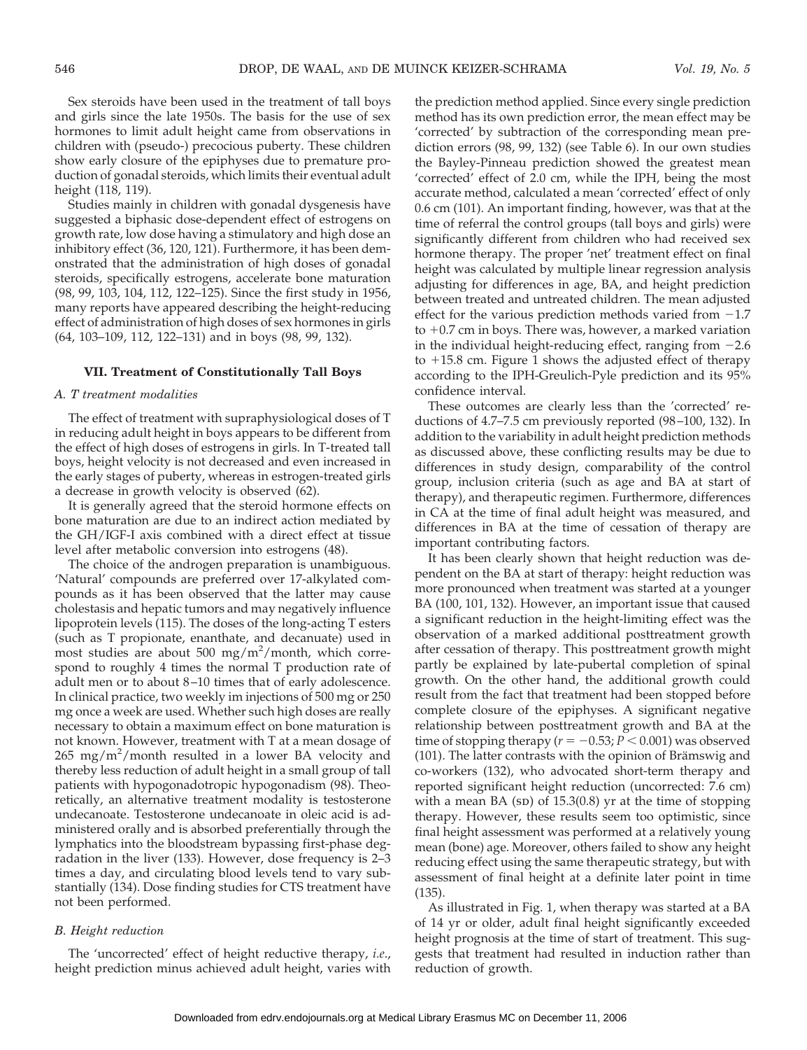Sex steroids have been used in the treatment of tall boys and girls since the late 1950s. The basis for the use of sex hormones to limit adult height came from observations in children with (pseudo-) precocious puberty. These children show early closure of the epiphyses due to premature production of gonadal steroids, which limits their eventual adult height (118, 119).

Studies mainly in children with gonadal dysgenesis have suggested a biphasic dose-dependent effect of estrogens on growth rate, low dose having a stimulatory and high dose an inhibitory effect (36, 120, 121). Furthermore, it has been demonstrated that the administration of high doses of gonadal steroids, specifically estrogens, accelerate bone maturation (98, 99, 103, 104, 112, 122–125). Since the first study in 1956, many reports have appeared describing the height-reducing effect of administration of high doses of sex hormones in girls (64, 103–109, 112, 122–131) and in boys (98, 99, 132).

## VII. Treatment of Constitutionally Tall Boys

### *A. T treatment modalities*

The effect of treatment with supraphysiological doses of T in reducing adult height in boys appears to be different from the effect of high doses of estrogens in girls. In T-treated tall boys, height velocity is not decreased and even increased in the early stages of puberty, whereas in estrogen-treated girls a decrease in growth velocity is observed (62).

It is generally agreed that the steroid hormone effects on bone maturation are due to an indirect action mediated by the GH/IGF-I axis combined with a direct effect at tissue level after metabolic conversion into estrogens (48).

The choice of the androgen preparation is unambiguous. 'Natural' compounds are preferred over 17-alkylated compounds as it has been observed that the latter may cause cholestasis and hepatic tumors and may negatively influence lipoprotein levels (115). The doses of the long-acting T esters (such as T propionate, enanthate, and decanuate) used in most studies are about 500 mg/m$^2$/month, which correspond to roughly 4 times the normal T production rate of adult men or to about 8–10 times that of early adolescence. In clinical practice, two weekly im injections of 500 mg or 250 mg once a week are used. Whether such high doses are really necessary to obtain a maximum effect on bone maturation is not known. However, treatment with T at a mean dosage of 265 mg/m$^2$/month resulted in a lower BA velocity and thereby less reduction of adult height in a small group of tall patients with hypogonadotropic hypogonadism (98). Theoretically, an alternative treatment modality is testosterone undecanoate. Testosterone undecanoate in oleic acid is administered orally and is absorbed preferentially through the lymphatics into the bloodstream bypassing first-phase degradation in the liver (133). However, dose frequency is 2–3 times a day, and circulating blood levels tend to vary substantially (134). Dose finding studies for CTS treatment have not been performed.

### *B. Height reduction*

The 'uncorrected' effect of height reductive therapy, *i.e.*, height prediction minus achieved adult height, varies with the prediction method applied. Since every single prediction method has its own prediction error, the mean effect may be 'corrected' by subtraction of the corresponding mean prediction errors (98, 99, 132) (see Table 6). In our own studies the Bayley-Pinneau prediction showed the greatest mean 'corrected' effect of 2.0 cm, while the IPH, being the most accurate method, calculated a mean 'corrected' effect of only 0.6 cm (101). An important finding, however, was that at the time of referral the control groups (tall boys and girls) were significantly different from children who had received sex hormone therapy. The proper 'net' treatment effect on final height was calculated by multiple linear regression analysis adjusting for differences in age, BA, and height prediction between treated and untreated children. The mean adjusted effect for the various prediction methods varied from −1.7 to +0.7 cm in boys. There was, however, a marked variation in the individual height-reducing effect, ranging from −2.6 to +15.8 cm. Figure 1 shows the adjusted effect of therapy according to the IPH-Greulich-Pyle prediction and its 95% confidence interval.

These outcomes are clearly less than the 'corrected' reductions of 4.7–7.5 cm previously reported (98–100, 132). In addition to the variability in adult height prediction methods as discussed above, these conflicting results may be due to differences in study design, comparability of the control group, inclusion criteria (such as age and BA at start of therapy), and therapeutic regimen. Furthermore, differences in CA at the time of final adult height was measured, and differences in BA at the time of cessation of therapy are important contributing factors.

It has been clearly shown that height reduction was dependent on the BA at start of therapy: height reduction was more pronounced when treatment was started at a younger BA (100, 101, 132). However, an important issue that caused a significant reduction in the height-limiting effect was the observation of a marked additional posttreatment growth after cessation of therapy. This posttreatment growth might partly be explained by late-pubertal completion of spinal growth. On the other hand, the additional growth could result from the fact that treatment had been stopped before complete closure of the epiphyses. A significant negative relationship between posttreatment growth and BA at the time of stopping therapy ($r = -0.53$; $P < 0.001$) was observed (101). The latter contrasts with the opinion of Brämswig and co-workers (132), who advocated short-term therapy and reported significant height reduction (uncorrected: 7.6 cm) with a mean BA (SD) of 15.3(0.8) yr at the time of stopping therapy. However, these results seem too optimistic, since final height assessment was performed at a relatively young mean (bone) age. Moreover, others failed to show any height reducing effect using the same therapeutic strategy, but with assessment of final height at a definite later point in time (135).

As illustrated in Fig. 1, when therapy was started at a BA of 14 yr or older, adult final height significantly exceeded height prognosis at the time of start of treatment. This suggests that treatment had resulted in induction rather than reduction of growth.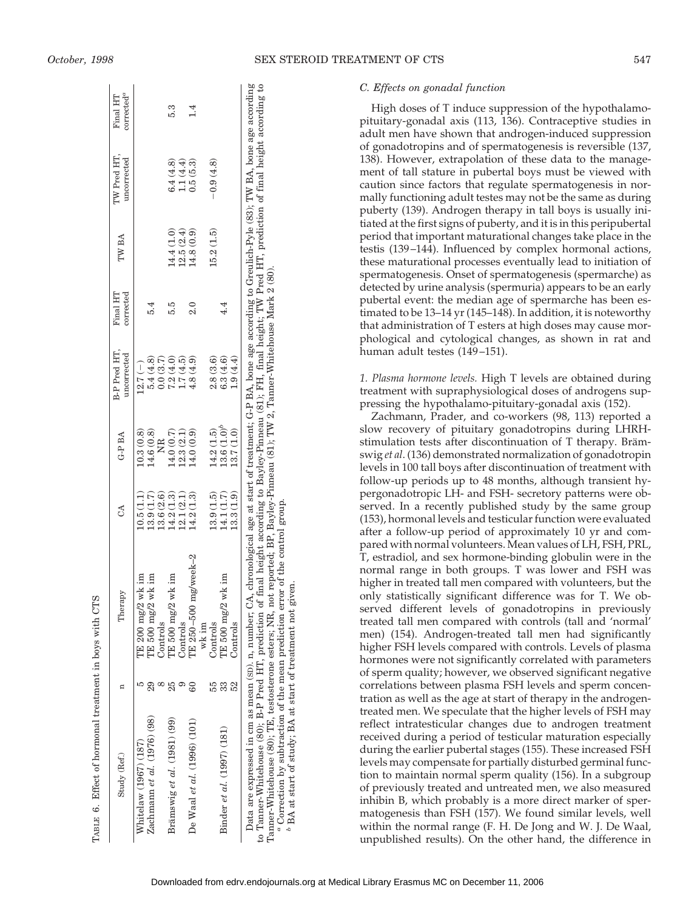TABLE 6. Effect of hormonal treatment in boys with CTS

| Study (Ref.) | n | Therapy | CA | G-P BA | B-P Pred HT, uncorrected | Final HT corrected | TW BA | TW Pred HT, uncorrected | Final HT corrected[a] |
|---|---|---|---|---|---|---|---|---|---|
| Whitelaw (1967) (187) | 5 | TE 200 mg/2 wk im | 10.5 (1.1) | 10.3 (0.8) | 12.7 (–) | | | | |
| Zachmann *et al.* (1976) (98) | 29 | TE 500 mg/2 wk im | 13.9 (1.7) | 14.6 (0.8) | 5.4 (4.8) | 5.4 | | | |
| | 8 | Controls | 13.6 (2.6) | NR | 0.0 (3.7) | | | | |
| Brämswig *et al.* (1981) (99) | 25 | TE 500 mg/2 wk im | 14.2 (1.3) | 14.0 (0.7) | 7.2 (4.0) | 5.5 | 14.4 (1.0) | 6.4 (4.8) | 5.3 |
| | 9 | Controls | 12.1 (2.1) | 12.3 (2.1) | 1.7 (4.5) | | 12.5 (2.4) | 1.1 (4.4) | |
| De Waal *et al.* (1996) (101) | 60 | TE 250–500 mg/week–2 wk im | 14.2 (1.3) | 14.0 (0.9) | 4.8 (4.9) | 2.0 | 14.8 (0.9) | 0.5 (5.3) | 1.4 |
| | 55 | Controls | 13.9 (1.5) | 14.2 (1.5) | 2.8 (3.6) | | 15.2 (1.5) | −0.9 (4.8) | |
| Binder *et al.* (1997) (181) | 33 | TE 500 mg/2 wk im | 14.1 (1.7) | 13.6 (1.0)[b] | 6.3 (4.6) | 4.4 | | | |
| | 52 | Controls | 13.3 (1.9) | 13.7 (1.0) | 1.9 (4.4) | | | | |

Data are expressed in cm as mean (SD). n, number; CA, chronological age at start of treatment; G-P BA, bone age according to Greulich-Pyle (83); TW BA, bone age according to Tanner-Whitehouse (80); B-P Pred HT, prediction of final height according to Bayley-Pinneau (81); FH, final height; TW Pred HT, prediction of final height according to Tanner-Whitehouse (80); TE, testosterone esters; NR, not reported; BP, Bayley-Pinneau (81); TW 2, Tanner-Whitehouse Mark 2 (80).

[a] Correction by subtraction of the mean prediction error of the control group.

[b] BA at start of study; BA at start of treatment not given.

### C. Effects on gonadal function

High doses of T induce suppression of the hypothalamo-pituitary-gonadal axis (113, 136). Contraceptive studies in adult men have shown that androgen-induced suppression of gonadotropins and of spermatogenesis is reversible (137, 138). However, extrapolation of these data to the management of tall stature in pubertal boys must be viewed with caution since factors that regulate spermatogenesis in normally functioning adult testes may not be the same as during puberty (139). Androgen therapy in tall boys is usually initiated at the first signs of puberty, and it is in this peripubertal period that important maturational changes take place in the testis (139–144). Influenced by complex hormonal actions, these maturational processes eventually lead to initiation of spermatogenesis. Onset of spermatogenesis (spermarche) as detected by urine analysis (spermuria) appears to be an early pubertal event: the median age of spermarche has been estimated to be 13–14 yr (145–148). In addition, it is noteworthy that administration of T esters at high doses may cause morphological and cytological changes, as shown in rat and human adult testes (149–151).

*1. Plasma hormone levels.* High T levels are obtained during treatment with supraphysiological doses of androgens suppressing the hypothalamo-pituitary-gonadal axis (152).

Zachmann, Prader, and co-workers (98, 113) reported a slow recovery of pituitary gonadotropins during LHRH-stimulation tests after discontinuation of T therapy. Brämswig *et al.* (136) demonstrated normalization of gonadotropin levels in 100 tall boys after discontinuation of treatment with follow-up periods up to 48 months, although transient hypergonadotropic LH- and FSH- secretory patterns were observed. In a recently published study by the same group (153), hormonal levels and testicular function were evaluated after a follow-up period of approximately 10 yr and compared with normal volunteers. Mean values of LH, FSH, PRL, T, estradiol, and sex hormone-binding globulin were in the normal range in both groups. T was lower and FSH was higher in treated tall men compared with volunteers, but the only statistically significant difference was for T. We observed different levels of gonadotropins in previously treated tall men compared with controls (tall and 'normal' men) (154). Androgen-treated tall men had significantly higher FSH levels compared with controls. Levels of plasma hormones were not significantly correlated with parameters of sperm quality; however, we observed significant negative correlations between plasma FSH levels and sperm concentration as well as the age at start of therapy in the androgen-treated men. We speculate that the higher levels of FSH may reflect intratesticular changes due to androgen treatment received during a period of testicular maturation especially during the earlier pubertal stages (155). These increased FSH levels may compensate for partially disturbed germinal function to maintain normal sperm quality (156). In a subgroup of previously treated and untreated men, we also measured inhibin B, which probably is a more direct marker of spermatogenesis than FSH (157). We found similar levels, well within the normal range (F. H. De Jong and W. J. De Waal, unpublished results). On the other hand, the difference in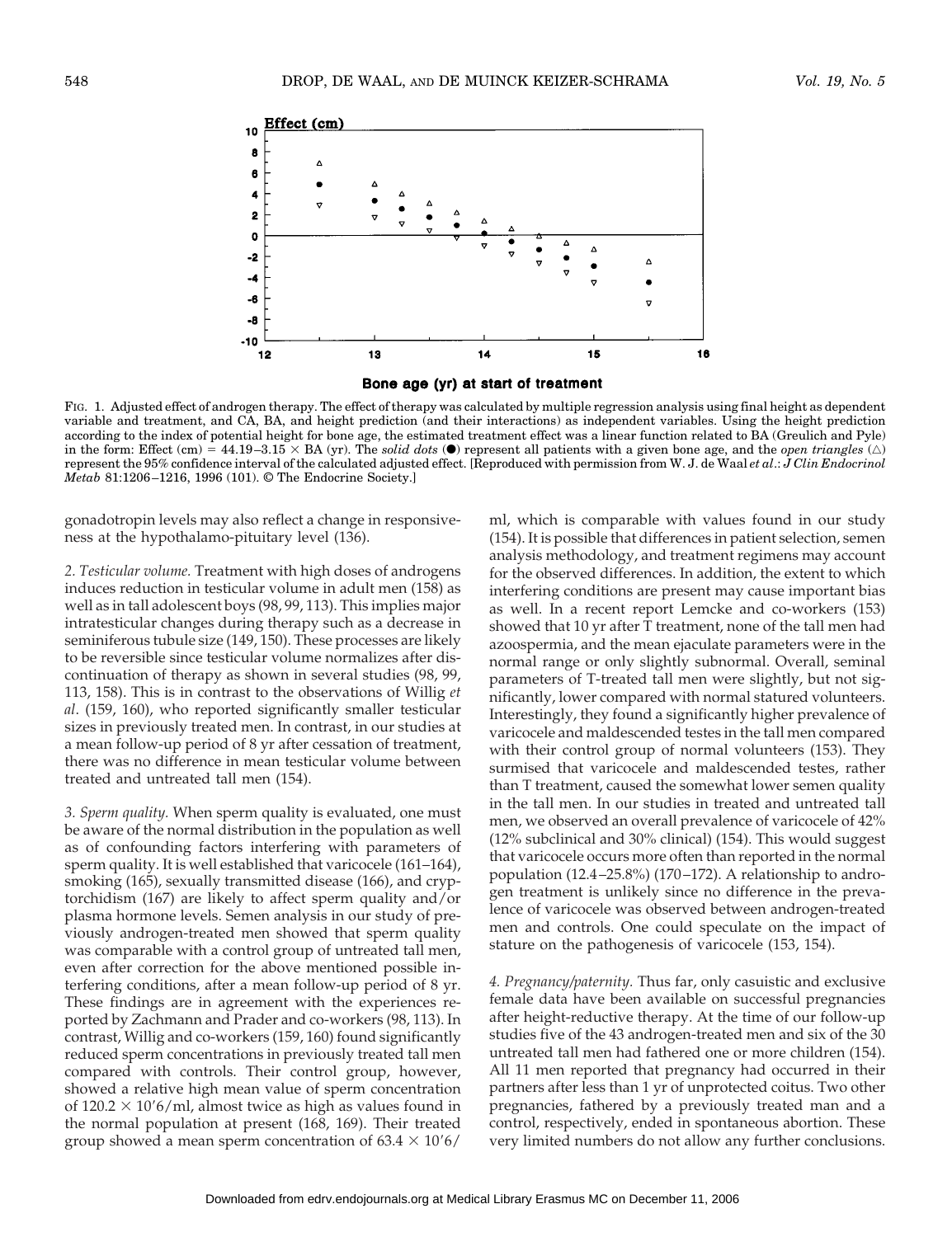FIG. 1. Adjusted effect of androgen therapy. The effect of therapy was calculated by multiple regression analysis using final height as dependent variable and treatment, and CA, BA, and height prediction (and their interactions) as independent variables. Using the height prediction according to the index of potential height for bone age, the estimated treatment effect was a linear function related to BA (Greulich and Pyle) in the form: Effect (cm) = 44.19–3.15 × BA (yr). The *solid dots* (●) represent all patients with a given bone age, and the *open triangles* (△) represent the 95% confidence interval of the calculated adjusted effect. [Reproduced with permission from W. J. de Waal *et al*.: *J Clin Endocrinol Metab* 81:1206–1216, 1996 (101). © The Endocrine Society.]

gonadotropin levels may also reflect a change in responsiveness at the hypothalamo-pituitary level (136).

*2. Testicular volume.* Treatment with high doses of androgens induces reduction in testicular volume in adult men (158) as well as in tall adolescent boys (98, 99, 113). This implies major intratesticular changes during therapy such as a decrease in seminiferous tubule size (149, 150). These processes are likely to be reversible since testicular volume normalizes after discontinuation of therapy as shown in several studies (98, 99, 113, 158). This is in contrast to the observations of Willig *et al*. (159, 160), who reported significantly smaller testicular sizes in previously treated men. In contrast, in our studies at a mean follow-up period of 8 yr after cessation of treatment, there was no difference in mean testicular volume between treated and untreated tall men (154).

*3. Sperm quality.* When sperm quality is evaluated, one must be aware of the normal distribution in the population as well as of confounding factors interfering with parameters of sperm quality. It is well established that varicocele (161–164), smoking (165), sexually transmitted disease (166), and cryptorchidism (167) are likely to affect sperm quality and/or plasma hormone levels. Semen analysis in our study of previously androgen-treated men showed that sperm quality was comparable with a control group of untreated tall men, even after correction for the above mentioned possible interfering conditions, after a mean follow-up period of 8 yr. These findings are in agreement with the experiences reported by Zachmann and Prader and co-workers (98, 113). In contrast, Willig and co-workers (159, 160) found significantly reduced sperm concentrations in previously treated tall men compared with controls. Their control group, however, showed a relative high mean value of sperm concentration of $120.2 \times 10'6$/ml, almost twice as high as values found in the normal population at present (168, 169). Their treated group showed a mean sperm concentration of $63.4 \times 10'6$/ml, which is comparable with values found in our study (154). It is possible that differences in patient selection, semen analysis methodology, and treatment regimens may account for the observed differences. In addition, the extent to which interfering conditions are present may cause important bias as well. In a recent report Lemcke and co-workers (153) showed that 10 yr after T treatment, none of the tall men had azoospermia, and the mean ejaculate parameters were in the normal range or only slightly subnormal. Overall, seminal parameters of T-treated tall men were slightly, but not significantly, lower compared with normal statured volunteers. Interestingly, they found a significantly higher prevalence of varicocele and maldescended testes in the tall men compared with their control group of normal volunteers (153). They surmised that varicocele and maldescended testes, rather than T treatment, caused the somewhat lower semen quality in the tall men. In our studies in treated and untreated tall men, we observed an overall prevalence of varicocele of 42% (12% subclinical and 30% clinical) (154). This would suggest that varicocele occurs more often than reported in the normal population (12.4–25.8%) (170–172). A relationship to androgen treatment is unlikely since no difference in the prevalence of varicocele was observed between androgen-treated men and controls. One could speculate on the impact of stature on the pathogenesis of varicocele (153, 154).

*4. Pregnancy/paternity.* Thus far, only casuistic and exclusive female data have been available on successful pregnancies after height-reductive therapy. At the time of our follow-up studies five of the 43 androgen-treated men and six of the 30 untreated tall men had fathered one or more children (154). All 11 men reported that pregnancy had occurred in their partners after less than 1 yr of unprotected coitus. Two other pregnancies, fathered by a previously treated man and a control, respectively, ended in spontaneous abortion. These very limited numbers do not allow any further conclusions.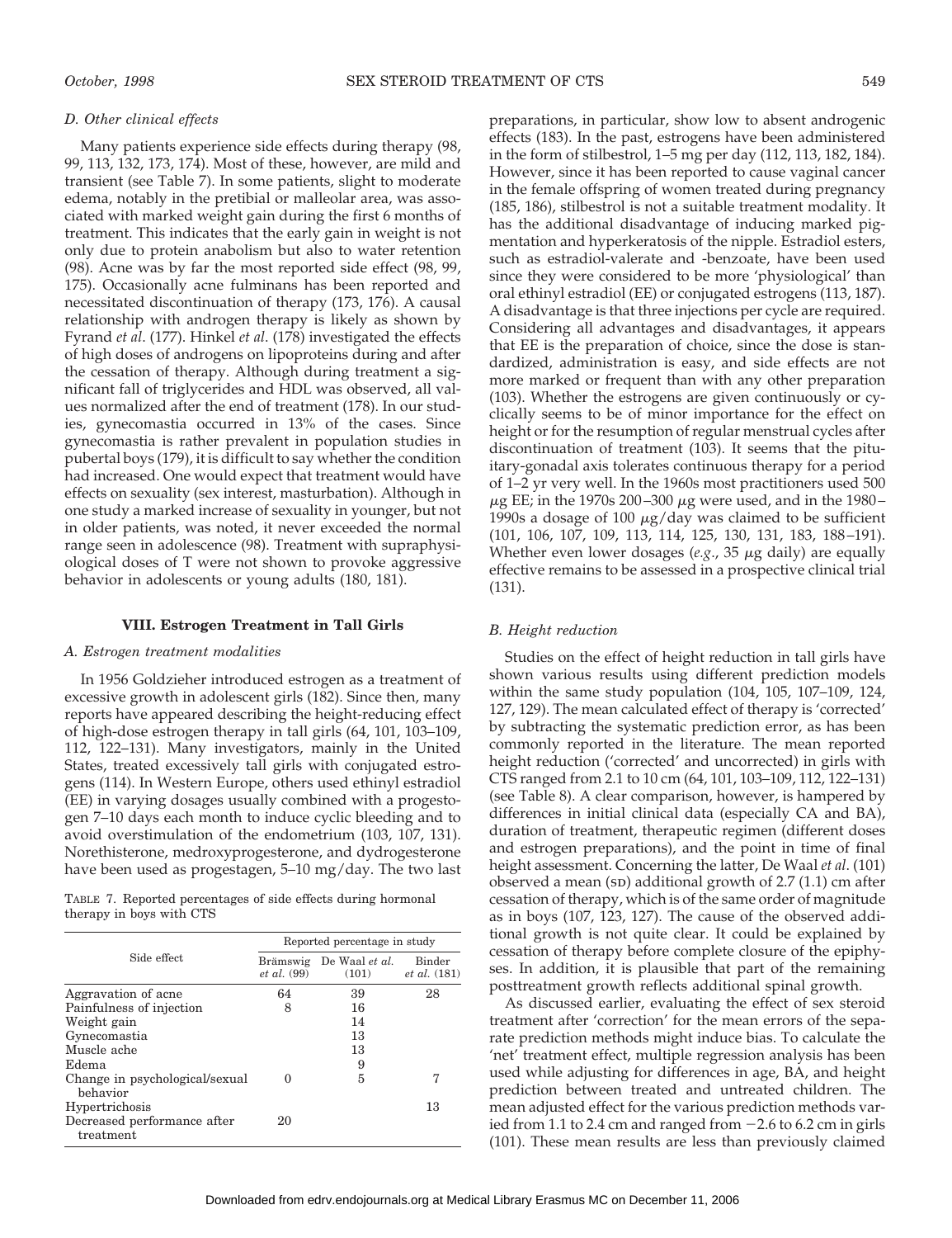### D. Other clinical effects

Many patients experience side effects during therapy (98, 99, 113, 132, 173, 174). Most of these, however, are mild and transient (see Table 7). In some patients, slight to moderate edema, notably in the pretibial or malleolar area, was associated with marked weight gain during the first 6 months of treatment. This indicates that the early gain in weight is not only due to protein anabolism but also to water retention (98). Acne was by far the most reported side effect (98, 99, 175). Occasionally acne fulminans has been reported and necessitated discontinuation of therapy (173, 176). A causal relationship with androgen therapy is likely as shown by Fyrand *et al*. (177). Hinkel *et al*. (178) investigated the effects of high doses of androgens on lipoproteins during and after the cessation of therapy. Although during treatment a significant fall of triglycerides and HDL was observed, all values normalized after the end of treatment (178). In our studies, gynecomastia occurred in 13% of the cases. Since gynecomastia is rather prevalent in population studies in pubertal boys (179), it is difficult to say whether the condition had increased. One would expect that treatment would have effects on sexuality (sex interest, masturbation). Although in one study a marked increase of sexuality in younger, but not in older patients, was noted, it never exceeded the normal range seen in adolescence (98). Treatment with supraphysiological doses of T were not shown to provoke aggressive behavior in adolescents or young adults (180, 181).

TABLE 7. Reported percentages of side effects during hormonal therapy in boys with CTS

| Side effect | Reported percentage in study | | |
|---|---|---|---|
| | Brämswig *et al.* (99) | De Waal *et al.* (101) | Binder *et al.* (181) |
| Aggravation of acne | 64 | 39 | 28 |
| Painfulness of injection | 8 | 16 | |
| Weight gain | | 14 | |
| Gynecomastia | | 13 | |
| Muscle ache | | 13 | |
| Edema | | 9 | |
| Change in psychological/sexual behavior | 0 | 5 | 7 |
| Hypertrichosis | | | 13 |
| Decreased performance after treatment | 20 | | |

## VIII. Estrogen Treatment in Tall Girls

### A. Estrogen treatment modalities

In 1956 Goldzieher introduced estrogen as a treatment of excessive growth in adolescent girls (182). Since then, many reports have appeared describing the height-reducing effect of high-dose estrogen therapy in tall girls (64, 101, 103–109, 112, 122–131). Many investigators, mainly in the United States, treated excessively tall girls with conjugated estrogens (114). In Western Europe, others used ethinyl estradiol (EE) in varying dosages usually combined with a progestogen 7–10 days each month to induce cyclic bleeding and to avoid overstimulation of the endometrium (103, 107, 131). Norethisterone, medroxyprogesterone, and dydrogesterone have been used as progestagen, 5–10 mg/day. The two last preparations, in particular, show low to absent androgenic effects (183). In the past, estrogens have been administered in the form of stilbestrol, 1–5 mg per day (112, 113, 182, 184). However, since it has been reported to cause vaginal cancer in the female offspring of women treated during pregnancy (185, 186), stilbestrol is not a suitable treatment modality. It has the additional disadvantage of inducing marked pigmentation and hyperkeratosis of the nipple. Estradiol esters, such as estradiol-valerate and -benzoate, have been used since they were considered to be more 'physiological' than oral ethinyl estradiol (EE) or conjugated estrogens (113, 187). A disadvantage is that three injections per cycle are required. Considering all advantages and disadvantages, it appears that EE is the preparation of choice, since the dose is standardized, administration is easy, and side effects are not more marked or frequent than with any other preparation (103). Whether the estrogens are given continuously or cyclically seems to be of minor importance for the effect on height or for the resumption of regular menstrual cycles after discontinuation of treatment (103). It seems that the pituitary-gonadal axis tolerates continuous therapy for a period of 1–2 yr very well. In the 1960s most practitioners used 500 μg EE; in the 1970s 200–300 μg were used, and in the 1980–1990s a dosage of 100 μg/day was claimed to be sufficient (101, 106, 107, 109, 113, 114, 125, 130, 131, 183, 188–191). Whether even lower dosages (*e.g.*, 35 μg daily) are equally effective remains to be assessed in a prospective clinical trial (131).

### B. Height reduction

Studies on the effect of height reduction in tall girls have shown various results using different prediction models within the same study population (104, 105, 107–109, 124, 127, 129). The mean calculated effect of therapy is 'corrected' by subtracting the systematic prediction error, as has been commonly reported in the literature. The mean reported height reduction ('corrected' and uncorrected) in girls with CTS ranged from 2.1 to 10 cm (64, 101, 103–109, 112, 122–131) (see Table 8). A clear comparison, however, is hampered by differences in initial clinical data (especially CA and BA), duration of treatment, therapeutic regimen (different doses and estrogen preparations), and the point in time of final height assessment. Concerning the latter, De Waal *et al*. (101) observed a mean (SD) additional growth of 2.7 (1.1) cm after cessation of therapy, which is of the same order of magnitude as in boys (107, 123, 127). The cause of the observed additional growth is not quite clear. It could be explained by cessation of therapy before complete closure of the epiphyses. In addition, it is plausible that part of the remaining posttreatment growth reflects additional spinal growth.

As discussed earlier, evaluating the effect of sex steroid treatment after 'correction' for the mean errors of the separate prediction methods might induce bias. To calculate the 'net' treatment effect, multiple regression analysis has been used while adjusting for differences in age, BA, and height prediction between treated and untreated children. The mean adjusted effect for the various prediction methods varied from 1.1 to 2.4 cm and ranged from −2.6 to 6.2 cm in girls (101). These mean results are less than previously claimed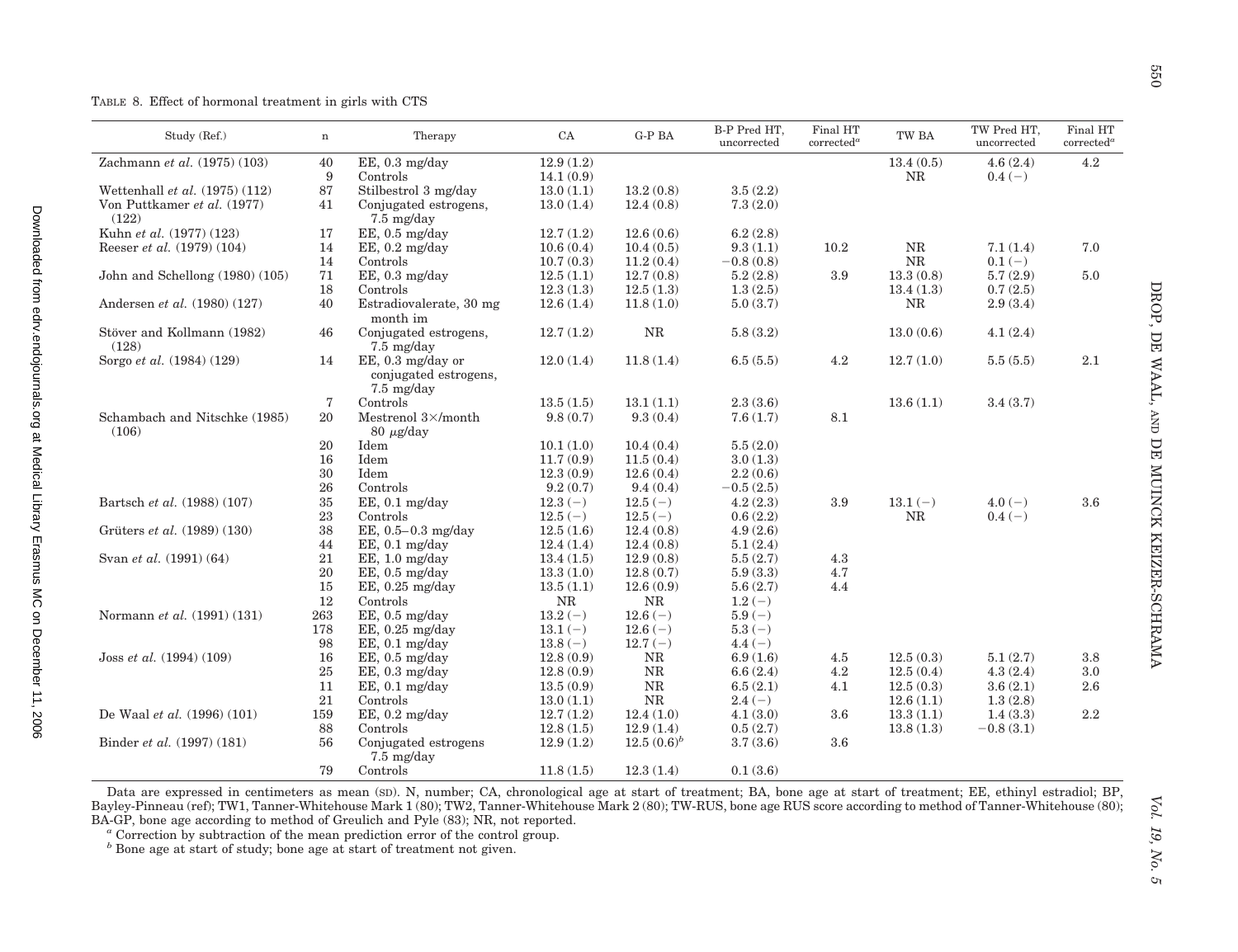TABLE 8. Effect of hormonal treatment in girls with CTS

| Study (Ref.) | n | Therapy | CA | G-P BA | B-P Pred HT, uncorrected | Final HT corrected[a] | TW BA | TW Pred HT, uncorrected | Final HT corrected[a] |
|---|---|---|---|---|---|---|---|---|---|
| Zachmann *et al.* (1975) (103) | 40 | EE, 0.3 mg/day | 12.9 (1.2) | | | | 13.4 (0.5) | 4.6 (2.4) | 4.2 |
| | 9 | Controls | 14.1 (0.9) | | | | NR | 0.4 (−) | |
| Wettenhall *et al.* (1975) (112) | 87 | Stilbestrol 3 mg/day | 13.0 (1.1) | 13.2 (0.8) | 3.5 (2.2) | | | | |
| Von Puttkamer *et al.* (1977) (122) | 41 | Conjugated estrogens, 7.5 mg/day | 13.0 (1.4) | 12.4 (0.8) | 7.3 (2.0) | | | | |
| Kuhn *et al.* (1977) (123) | 17 | EE, 0.5 mg/day | 12.7 (1.2) | 12.6 (0.6) | 6.2 (2.8) | | | | |
| Reeser *et al.* (1979) (104) | 14 | EE, 0.2 mg/day | 10.6 (0.4) | 10.4 (0.5) | 9.3 (1.1) | 10.2 | NR | 7.1 (1.4) | 7.0 |
| | 14 | Controls | 10.7 (0.3) | 11.2 (0.4) | −0.8 (0.8) | | NR | 0.1 (−) | |
| John and Schellong (1980) (105) | 71 | EE, 0.3 mg/day | 12.5 (1.1) | 12.7 (0.8) | 5.2 (2.8) | 3.9 | 13.3 (0.8) | 5.7 (2.9) | 5.0 |
| | 18 | Controls | 12.3 (1.3) | 12.5 (1.3) | 1.3 (2.5) | | 13.4 (1.3) | 0.7 (2.5) | |
| Andersen *et al.* (1980) (127) | 40 | Estradiovalerate, 30 mg month im | 12.6 (1.4) | 11.8 (1.0) | 5.0 (3.7) | | NR | 2.9 (3.4) | |
| Stöver and Kollmann (1982) (128) | 46 | Conjugated estrogens, 7.5 mg/day | 12.7 (1.2) | NR | 5.8 (3.2) | | 13.0 (0.6) | 4.1 (2.4) | |
| Sorgo *et al.* (1984) (129) | 14 | EE, 0.3 mg/day or conjugated estrogens, 7.5 mg/day | 12.0 (1.4) | 11.8 (1.4) | 6.5 (5.5) | 4.2 | 12.7 (1.0) | 5.5 (5.5) | 2.1 |
| | 7 | Controls | 13.5 (1.5) | 13.1 (1.1) | 2.3 (3.6) | | 13.6 (1.1) | 3.4 (3.7) | |
| Schambach and Nitschke (1985) (106) | 20 | Mestrenol 3×/month 80 μg/day | 9.8 (0.7) | 9.3 (0.4) | 7.6 (1.7) | 8.1 | | | |
| | 20 | Idem | 10.1 (1.0) | 10.4 (0.4) | 5.5 (2.0) | | | | |
| | 16 | Idem | 11.7 (0.9) | 11.5 (0.4) | 3.0 (1.3) | | | | |
| | 30 | Idem | 12.3 (0.9) | 12.6 (0.4) | 2.2 (0.6) | | | | |
| | 26 | Controls | 9.2 (0.7) | 9.4 (0.4) | −0.5 (2.5) | | | | |
| Bartsch *et al.* (1988) (107) | 35 | EE, 0.1 mg/day | 12.3 (−) | 12.5 (−) | 4.2 (2.3) | 3.9 | 13.1 (−) | 4.0 (−) | 3.6 |
| | 23 | Controls | 12.5 (−) | 12.5 (−) | 0.6 (2.2) | | NR | 0.4 (−) | |
| Grüters *et al.* (1989) (130) | 38 | EE, 0.5–0.3 mg/day | 12.5 (1.6) | 12.4 (0.8) | 4.9 (2.6) | | | | |
| | 44 | EE, 0.1 mg/day | 12.4 (1.4) | 12.4 (0.8) | 5.1 (2.4) | | | | |
| Svan *et al.* (1991) (64) | 21 | EE, 1.0 mg/day | 13.4 (1.5) | 12.9 (0.8) | 5.5 (2.7) | 4.3 | | | |
| | 20 | EE, 0.5 mg/day | 13.3 (1.0) | 12.8 (0.7) | 5.9 (3.3) | 4.7 | | | |
| | 15 | EE, 0.25 mg/day | 13.5 (1.1) | 12.6 (0.9) | 5.6 (2.7) | 4.4 | | | |
| | 12 | Controls | NR | NR | 1.2 (−) | | | | |
| Normann *et al.* (1991) (131) | 263 | EE, 0.5 mg/day | 13.2 (−) | 12.6 (−) | 5.9 (−) | | | | |
| | 178 | EE, 0.25 mg/day | 13.1 (−) | 12.6 (−) | 5.3 (−) | | | | |
| | 98 | EE, 0.1 mg/day | 13.8 (−) | 12.7 (−) | 4.4 (−) | | | | |
| Joss *et al.* (1994) (109) | 16 | EE, 0.5 mg/day | 12.8 (0.9) | NR | 6.9 (1.6) | 4.5 | 12.5 (0.3) | 5.1 (2.7) | 3.8 |
| | 25 | EE, 0.3 mg/day | 12.8 (0.9) | NR | 6.6 (2.4) | 4.2 | 12.5 (0.4) | 4.3 (2.4) | 3.0 |
| | 11 | EE, 0.1 mg/day | 13.5 (0.9) | NR | 6.5 (2.1) | 4.1 | 12.5 (0.3) | 3.6 (2.1) | 2.6 |
| | 21 | Controls | 13.0 (1.1) | NR | 2.4 (−) | | 12.6 (1.1) | 1.3 (2.8) | |
| De Waal *et al.* (1996) (101) | 159 | EE, 0.2 mg/day | 12.7 (1.2) | 12.4 (1.0) | 4.1 (3.0) | 3.6 | 13.3 (1.1) | 1.4 (3.3) | 2.2 |
| | 88 | Controls | 12.8 (1.5) | 12.9 (1.4) | 0.5 (2.7) | | 13.8 (1.3) | −0.8 (3.1) | |
| Binder *et al.* (1997) (181) | 56 | Conjugated estrogens 7.5 mg/day | 12.9 (1.2) | 12.5 (0.6)[b] | 3.7 (3.6) | 3.6 | | | |
| | 79 | Controls | 11.8 (1.5) | 12.3 (1.4) | 0.1 (3.6) | | | | |

Data are expressed in centimeters as mean (SD). N, number; CA, chronological age at start of treatment; BA, bone age at start of treatment; EE, ethinyl estradiol; BP, Bayley-Pinneau (ref); TW1, Tanner-Whitehouse Mark 1 (80); TW2, Tanner-Whitehouse Mark 2 (80); TW-RUS, bone age RUS score according to method of Tanner-Whitehouse (80); BA-GP, bone age according to method of Greulich and Pyle (83); NR, not reported.

[a] Correction by subtraction of the mean prediction error of the control group.

[b] Bone age at start of study; bone age at start of treatment not given.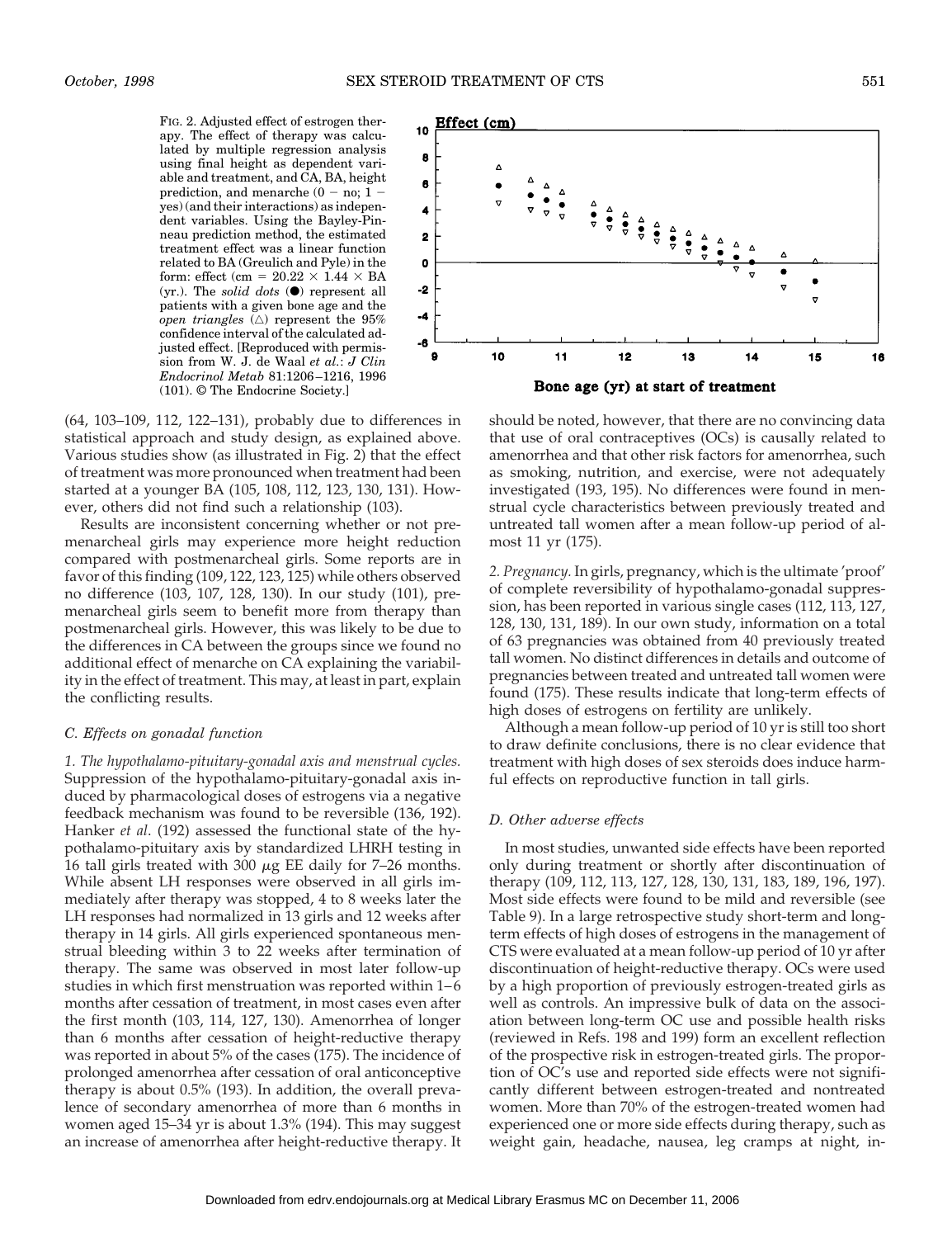FIG. 2. Adjusted effect of estrogen therapy. The effect of therapy was calculated by multiple regression analysis using final height as dependent variable and treatment, and CA, BA, height prediction, and menarche (0 − no; 1 − yes) (and their interactions) as independent variables. Using the Bayley-Pinneau prediction method, the estimated treatment effect was a linear function related to BA (Greulich and Pyle) in the form: effect (cm = 20.22 × 1.44 × BA (yr.). The *solid dots* (●) represent all patients with a given bone age and the *open triangles* (△) represent the 95% confidence interval of the calculated adjusted effect. [Reproduced with permission from W. J. de Waal *et al.*: *J Clin Endocrinol Metab* 81:1206–1216, 1996 (101). © The Endocrine Society.]

(64, 103–109, 112, 122–131), probably due to differences in statistical approach and study design, as explained above. Various studies show (as illustrated in Fig. 2) that the effect of treatment was more pronounced when treatment had been started at a younger BA (105, 108, 112, 123, 130, 131). However, others did not find such a relationship (103).

Results are inconsistent concerning whether or not premenarcheal girls may experience more height reduction compared with postmenarcheal girls. Some reports are in favor of this finding (109, 122, 123, 125) while others observed no difference (103, 107, 128, 130). In our study (101), premenarcheal girls seem to benefit more from therapy than postmenarcheal girls. However, this was likely to be due to the differences in CA between the groups since we found no additional effect of menarche on CA explaining the variability in the effect of treatment. This may, at least in part, explain the conflicting results.

### *C. Effects on gonadal function*

*1. The hypothalamo-pituitary-gonadal axis and menstrual cycles.* Suppression of the hypothalamo-pituitary-gonadal axis induced by pharmacological doses of estrogens via a negative feedback mechanism was found to be reversible (136, 192). Hanker *et al.* (192) assessed the functional state of the hypothalamo-pituitary axis by standardized LHRH testing in 16 tall girls treated with 300 $\mu$g EE daily for 7–26 months. While absent LH responses were observed in all girls immediately after therapy was stopped, 4 to 8 weeks later the LH responses had normalized in 13 girls and 12 weeks after therapy in 14 girls. All girls experienced spontaneous menstrual bleeding within 3 to 22 weeks after termination of therapy. The same was observed in most later follow-up studies in which first menstruation was reported within 1–6 months after cessation of treatment, in most cases even after the first month (103, 114, 127, 130). Amenorrhea of longer than 6 months after cessation of height-reductive therapy was reported in about 5% of the cases (175). The incidence of prolonged amenorrhea after cessation of oral anticonceptive therapy is about 0.5% (193). In addition, the overall prevalence of secondary amenorrhea of more than 6 months in women aged 15–34 yr is about 1.3% (194). This may suggest an increase of amenorrhea after height-reductive therapy. It should be noted, however, that there are no convincing data that use of oral contraceptives (OCs) is causally related to amenorrhea and that other risk factors for amenorrhea, such as smoking, nutrition, and exercise, were not adequately investigated (193, 195). No differences were found in menstrual cycle characteristics between previously treated and untreated tall women after a mean follow-up period of almost 11 yr (175).

*2. Pregnancy.* In girls, pregnancy, which is the ultimate 'proof' of complete reversibility of hypothalamo-gonadal suppression, has been reported in various single cases (112, 113, 127, 128, 130, 131, 189). In our own study, information on a total of 63 pregnancies was obtained from 40 previously treated tall women. No distinct differences in details and outcome of pregnancies between treated and untreated tall women were found (175). These results indicate that long-term effects of high doses of estrogens on fertility are unlikely.

Although a mean follow-up period of 10 yr is still too short to draw definite conclusions, there is no clear evidence that treatment with high doses of sex steroids does induce harmful effects on reproductive function in tall girls.

### *D. Other adverse effects*

In most studies, unwanted side effects have been reported only during treatment or shortly after discontinuation of therapy (109, 112, 113, 127, 128, 130, 131, 183, 189, 196, 197). Most side effects were found to be mild and reversible (see Table 9). In a large retrospective study short-term and long-term effects of high doses of estrogens in the management of CTS were evaluated at a mean follow-up period of 10 yr after discontinuation of height-reductive therapy. OCs were used by a high proportion of previously estrogen-treated girls as well as controls. An impressive bulk of data on the association between long-term OC use and possible health risks (reviewed in Refs. 198 and 199) form an excellent reflection of the prospective risk in estrogen-treated girls. The proportion of OC's use and reported side effects were not significantly different between estrogen-treated and nontreated women. More than 70% of the estrogen-treated women had experienced one or more side effects during therapy, such as weight gain, headache, nausea, leg cramps at night, in-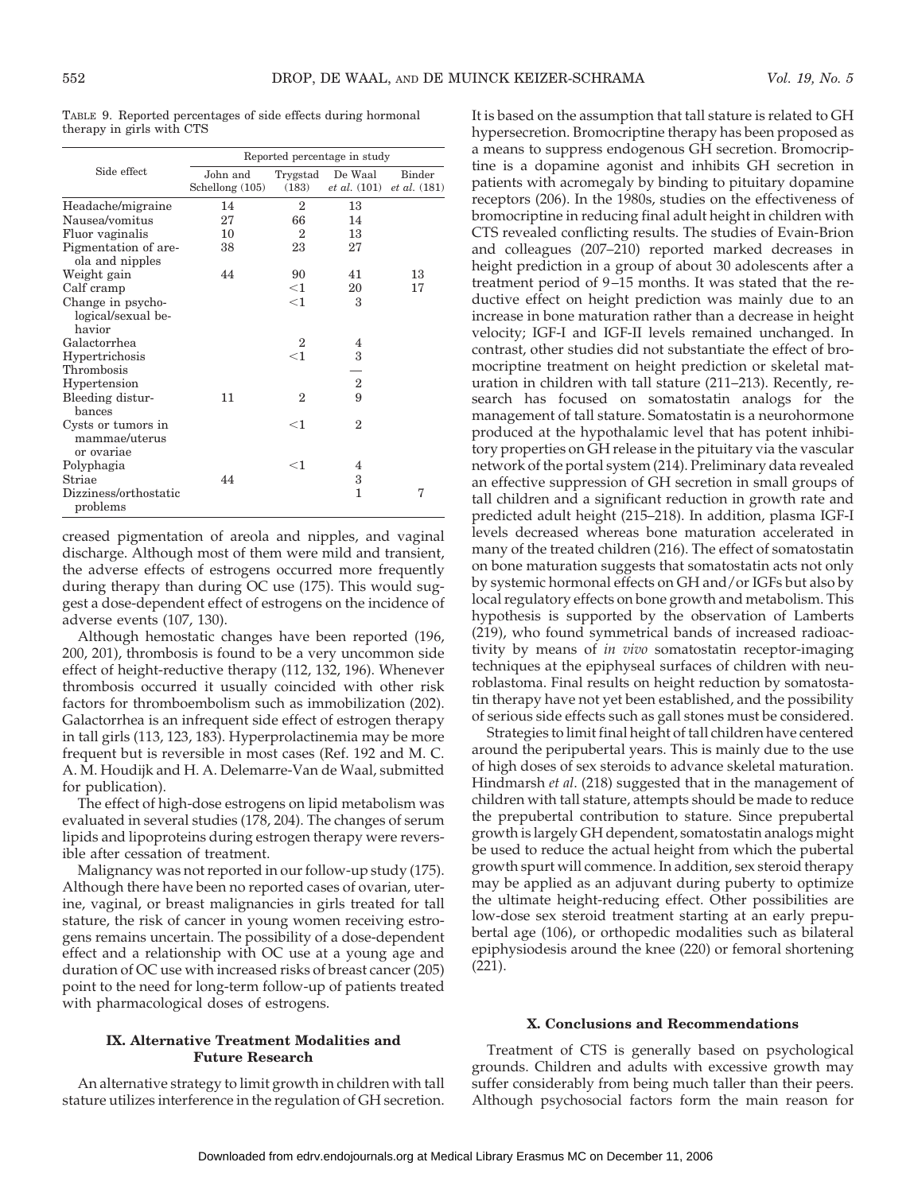TABLE 9. Reported percentages of side effects during hormonal therapy in girls with CTS

| Side effect | Reported percentage in study | | | |
|---|---|---|---|---|
| | John and Schellong (105) | Trygstad (183) | De Waal *et al.* (101) | Binder *et al.* (181) |
| Headache/migraine | 14 | 2 | 13 | |
| Nausea/vomitus | 27 | 66 | 14 | |
| Fluor vaginalis | 10 | 2 | 13 | |
| Pigmentation of areola and nipples | 38 | 23 | 27 | |
| Weight gain | 44 | 90 | 41 | 13 |
| Calf cramp | | <1 | 20 | 17 |
| Change in psychological/sexual behavior | | <1 | 3 | |
| Galactorrhea | | 2 | 4 | |
| Hypertrichosis | | <1 | 3 | |
| Thrombosis | | | — | |
| Hypertension | | | 2 | |
| Bleeding disturbances | 11 | 2 | 9 | |
| Cysts or tumors in mammae/uterus or ovariae | | <1 | 2 | |
| Polyphagia | | <1 | 4 | |
| Striae | 44 | | 3 | |
| Dizziness/orthostatic problems | | | 1 | 7 |

creased pigmentation of areola and nipples, and vaginal discharge. Although most of them were mild and transient, the adverse effects of estrogens occurred more frequently during therapy than during OC use (175). This would suggest a dose-dependent effect of estrogens on the incidence of adverse events (107, 130).

Although hemostatic changes have been reported (196, 200, 201), thrombosis is found to be a very uncommon side effect of height-reductive therapy (112, 132, 196). Whenever thrombosis occurred it usually coincided with other risk factors for thromboembolism such as immobilization (202). Galactorrhea is an infrequent side effect of estrogen therapy in tall girls (113, 123, 183). Hyperprolactinemia may be more frequent but is reversible in most cases (Ref. 192 and M. C. A. M. Houdijk and H. A. Delemarre-Van de Waal, submitted for publication).

The effect of high-dose estrogens on lipid metabolism was evaluated in several studies (178, 204). The changes of serum lipids and lipoproteins during estrogen therapy were reversible after cessation of treatment.

Malignancy was not reported in our follow-up study (175). Although there have been no reported cases of ovarian, uterine, vaginal, or breast malignancies in girls treated for tall stature, the risk of cancer in young women receiving estrogens remains uncertain. The possibility of a dose-dependent effect and a relationship with OC use at a young age and duration of OC use with increased risks of breast cancer (205) point to the need for long-term follow-up of patients treated with pharmacological doses of estrogens.

## IX. Alternative Treatment Modalities and Future Research

An alternative strategy to limit growth in children with tall stature utilizes interference in the regulation of GH secretion. It is based on the assumption that tall stature is related to GH hypersecretion. Bromocriptine therapy has been proposed as a means to suppress endogenous GH secretion. Bromocriptine is a dopamine agonist and inhibits GH secretion in patients with acromegaly by binding to pituitary dopamine receptors (206). In the 1980s, studies on the effectiveness of bromocriptine in reducing final adult height in children with CTS revealed conflicting results. The studies of Evain-Brion and colleagues (207–210) reported marked decreases in height prediction in a group of about 30 adolescents after a treatment period of 9–15 months. It was stated that the reductive effect on height prediction was mainly due to an increase in bone maturation rather than a decrease in height velocity; IGF-I and IGF-II levels remained unchanged. In contrast, other studies did not substantiate the effect of bromocriptine treatment on height prediction or skeletal maturation in children with tall stature (211–213). Recently, research has focused on somatostatin analogs for the management of tall stature. Somatostatin is a neurohormone produced at the hypothalamic level that has potent inhibitory properties on GH release in the pituitary via the vascular network of the portal system (214). Preliminary data revealed an effective suppression of GH secretion in small groups of tall children and a significant reduction in growth rate and predicted adult height (215–218). In addition, plasma IGF-I levels decreased whereas bone maturation accelerated in many of the treated children (216). The effect of somatostatin on bone maturation suggests that somatostatin acts not only by systemic hormonal effects on GH and/or IGFs but also by local regulatory effects on bone growth and metabolism. This hypothesis is supported by the observation of Lamberts (219), who found symmetrical bands of increased radioactivity by means of *in vivo* somatostatin receptor-imaging techniques at the epiphyseal surfaces of children with neuroblastoma. Final results on height reduction by somatostatin therapy have not yet been established, and the possibility of serious side effects such as gall stones must be considered.

Strategies to limit final height of tall children have centered around the peripubertal years. This is mainly due to the use of high doses of sex steroids to advance skeletal maturation. Hindmarsh *et al*. (218) suggested that in the management of children with tall stature, attempts should be made to reduce the prepubertal contribution to stature. Since prepubertal growth is largely GH dependent, somatostatin analogs might be used to reduce the actual height from which the pubertal growth spurt will commence. In addition, sex steroid therapy may be applied as an adjuvant during puberty to optimize the ultimate height-reducing effect. Other possibilities are low-dose sex steroid treatment starting at an early prepubertal age (106), or orthopedic modalities such as bilateral epiphysiodesis around the knee (220) or femoral shortening (221).

## X. Conclusions and Recommendations

Treatment of CTS is generally based on psychological grounds. Children and adults with excessive growth may suffer considerably from being much taller than their peers. Although psychosocial factors form the main reason for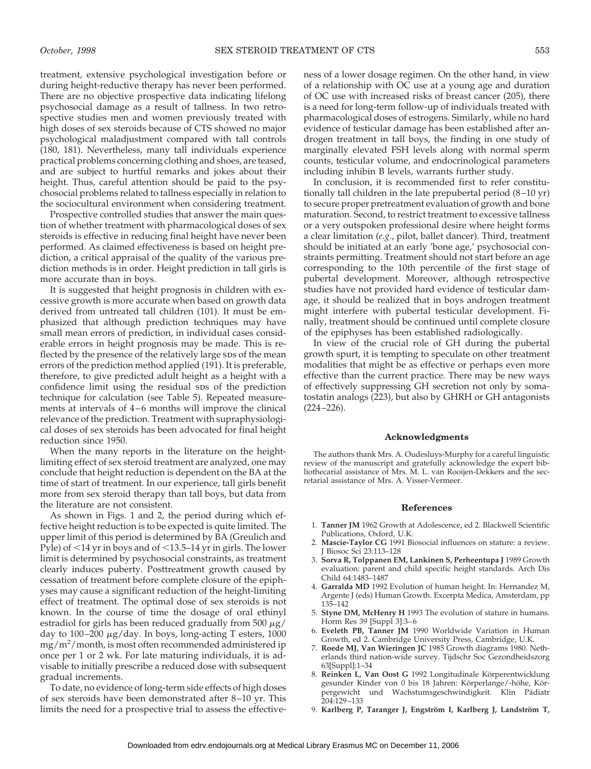treatment, extensive psychological investigation before or during height-reductive therapy has never been performed. There are no objective prospective data indicating lifelong psychosocial damage as a result of tallness. In two retrospective studies men and women previously treated with high doses of sex steroids because of CTS showed no major psychological maladjustment compared with tall controls (180, 181). Nevertheless, many tall individuals experience practical problems concerning clothing and shoes, are teased, and are subject to hurtful remarks and jokes about their height. Thus, careful attention should be paid to the psychosocial problems related to tallness especially in relation to the sociocultural environment when considering treatment.

Prospective controlled studies that answer the main question of whether treatment with pharmacological doses of sex steroids is effective in reducing final height have never been performed. As claimed effectiveness is based on height prediction, a critical appraisal of the quality of the various prediction methods is in order. Height prediction in tall girls is more accurate than in boys.

It is suggested that height prognosis in children with excessive growth is more accurate when based on growth data derived from untreated tall children (101). It must be emphasized that although prediction techniques may have small mean errors of prediction, in individual cases considerable errors in height prognosis may be made. This is reflected by the presence of the relatively large SDs of the mean errors of the prediction method applied (191). It is preferable, therefore, to give predicted adult height as a height with a confidence limit using the residual SDs of the prediction technique for calculation (see Table 5). Repeated measurements at intervals of 4–6 months will improve the clinical relevance of the prediction. Treatment with supraphysiological doses of sex steroids has been advocated for final height reduction since 1950.

When the many reports in the literature on the height-limiting effect of sex steroid treatment are analyzed, one may conclude that height reduction is dependent on the BA at the time of start of treatment. In our experience, tall girls benefit more from sex steroid therapy than tall boys, but data from the literature are not consistent.

As shown in Figs. 1 and 2, the period during which effective height reduction is to be expected is quite limited. The upper limit of this period is determined by BA (Greulich and Pyle) of <14 yr in boys and of <13.5–14 yr in girls. The lower limit is determined by psychosocial constraints, as treatment clearly induces puberty. Posttreatment growth caused by cessation of treatment before complete closure of the epiphyses may cause a significant reduction of the height-limiting effect of treatment. The optimal dose of sex steroids is not known. In the course of time the dosage of oral ethinyl estradiol for girls has been reduced gradually from 500 $\mu$g/day to 100–200 $\mu$g/day. In boys, long-acting T esters, 1000 mg/m$^2$/month, is most often recommended administered ip once per 1 or 2 wk. For late maturing individuals, it is advisable to initially prescribe a reduced dose with subsequent gradual increments.

To date, no evidence of long-term side effects of high doses of sex steroids have been demonstrated after 8–10 yr. This limits the need for a prospective trial to assess the effectiveness of a lower dosage regimen. On the other hand, in view of a relationship with OC use at a young age and duration of OC use with increased risks of breast cancer (205), there is a need for long-term follow-up of individuals treated with pharmacological doses of estrogens. Similarly, while no hard evidence of testicular damage has been established after androgen treatment in tall boys, the finding in one study of marginally elevated FSH levels along with normal sperm counts, testicular volume, and endocrinological parameters including inhibin B levels, warrants further study.

In conclusion, it is recommended first to refer constitutionally tall children in the late prepubertal period (8–10 yr) to secure proper pretreatment evaluation of growth and bone maturation. Second, to restrict treatment to excessive tallness or a very outspoken professional desire where height forms a clear limitation (*e.g.*, pilot, ballet dancer). Third, treatment should be initiated at an early 'bone age,' psychosocial constraints permitting. Treatment should not start before an age corresponding to the 10th percentile of the first stage of pubertal development. Moreover, although retrospective studies have not provided hard evidence of testicular damage, it should be realized that in boys androgen treatment might interfere with pubertal testicular development. Finally, treatment should be continued until complete closure of the epiphyses has been established radiologically.

In view of the crucial role of GH during the pubertal growth spurt, it is tempting to speculate on other treatment modalities that might be as effective or perhaps even more effective than the current practice. There may be new ways of effectively suppressing GH secretion not only by somatostatin analogs (223), but also by GHRH or GH antagonists (224–226).

## Acknowledgments

The authors thank Mrs. A. Oudesluys-Murphy for a careful linguistic review of the manuscript and gratefully acknowledge the expert bibliothecarial assistance of Mrs. M. L. van Rooijen-Dekkers and the secretarial assistance of Mrs. A. Visser-Vermeer.

## References

1. **Tanner JM** 1962 Growth at Adolescence, ed 2. Blackwell Scientific Publications, Oxford, U.K.
2. **Mascie-Taylor CG** 1991 Biosocial influences on stature: a review. J Biosoc Sci 23:113–128
3. **Sorva R, Tolppanen EM, Lankinen S, Perheentupa J** 1989 Growth evaluation: parent and child specific height standards. Arch Dis Child 64:1483–1487
4. **Garralda MD** 1992 Evolution of human height. In: Hernandez M, Argente J (eds) Human Growth. Excerpta Medica, Amsterdam, pp 135–142
5. **Styne DM, McHenry H** 1993 The evolution of stature in humans. Horm Res 39 [Suppl 3]:3–6
6. **Eveleth PB, Tanner JM** 1990 Worldwide Variation in Human Growth, ed 2. Cambridge University Press, Cambridge, U.K.
7. **Roede MJ, Van Wieringen JC** 1985 Growth diagrams 1980. Netherlands third nation-wide survey. Tijdschr Soc Gezondheidszorg 63[Suppl]:1–34
8. **Reinken L, Van Oost G** 1992 Longitudinale Körperentwicklung gesunder Kinder von 0 bis 18 Jahren: Körperlange/-höhe, Körpergewicht und Wachstumsgeschwindigkeit. Klin Pädiatr 204:129–133
9. **Karlberg P, Taranger J, Engström I, Karlberg J, Landström T,**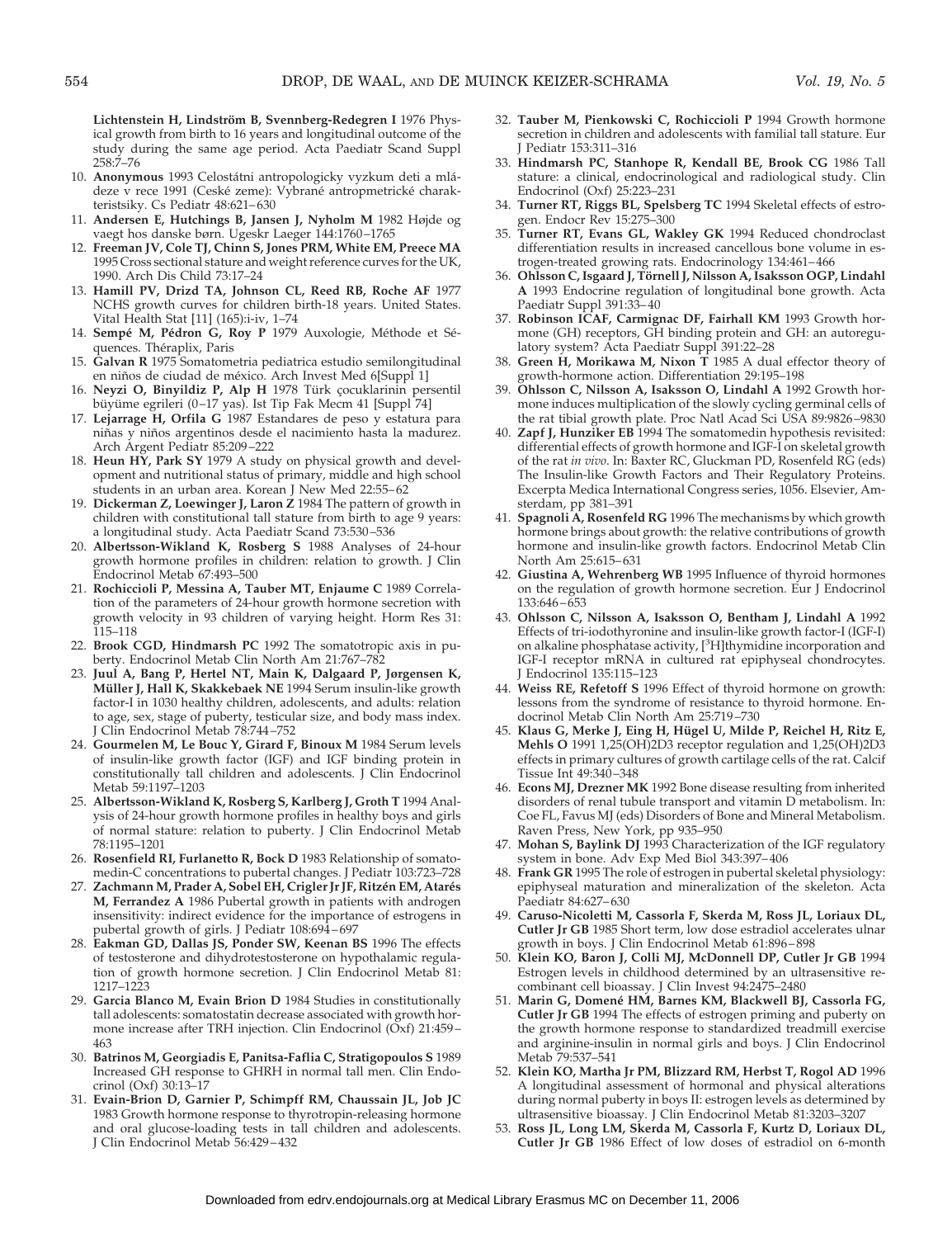**Lichtenstein H, Lindström B, Svennberg-Redegren I** 1976 Physical growth from birth to 16 years and longitudinal outcome of the study during the same age period. Acta Paediatr Scand Suppl 258:7–76

10. **Anonymous** 1993 Celostátni antropologicky vyzkum deti a mládeze v rece 1991 (Ceské zeme): Vybrané antropmetrické charakteristsiky. Cs Pediatr 48:621–630
11. **Andersen E, Hutchings B, Jansen J, Nyholm M** 1982 Højde og vaegt hos danske børn. Ugeskr Laeger 144:1760–1765
12. **Freeman JV, Cole TJ, Chinn S, Jones PRM, White EM, Preece MA** 1995 Cross sectional stature and weight reference curves for the UK, 1990. Arch Dis Child 73:17–24
13. **Hamill PV, Drizd TA, Johnson CL, Reed RB, Roche AF** 1977 NCHS growth curves for children birth-18 years. United States. Vital Health Stat [11] (165):i-iv, 1–74
14. **Sempé M, Pédron G, Roy P** 1979 Auxologie, Méthode et Séquences. Théraplix, Paris
15. **Galvan R** 1975 Somatometria pediatrica estudio semilongitudinal en niños de ciudad de méxico. Arch Invest Med 6[Suppl 1]
16. **Neyzi O, Binyildiz P, Alp H** 1978 Türk çocuklarinin persentil büyüme egrileri (0–17 yas). Ist Tip Fak Mecm 41 [Suppl 74]
17. **Lejarrage H, Orfila G** 1987 Estandares de peso y estatura para niñas y niños argentinos desde el nacimiento hasta la madurez. Arch Argent Pediatr 85:209–222
18. **Heun HY, Park SY** 1979 A study on physical growth and development and nutritional status of primary, middle and high school students in an urban area. Korean J New Med 22:55–62
19. **Dickerman Z, Loewinger J, Laron Z** 1984 The pattern of growth in children with constitutional tall stature from birth to age 9 years: a longitudinal study. Acta Paediatr Scand 73:530–536
20. **Albertsson-Wikland K, Rosberg S** 1988 Analyses of 24-hour growth hormone profiles in children: relation to growth. J Clin Endocrinol Metab 67:493–500
21. **Rochiccioli P, Messina A, Tauber MT, Enjaume C** 1989 Correlation of the parameters of 24-hour growth hormone secretion with growth velocity in 93 children of varying height. Horm Res 31:115–118
22. **Brook CGD, Hindmarsh PC** 1992 The somatotropic axis in puberty. Endocrinol Metab Clin North Am 21:767–782
23. **Juul A, Bang P, Hertel NT, Main K, Dalgaard P, Jørgensen K, Müller J, Hall K, Skakkebaek NE** 1994 Serum insulin-like growth factor-I in 1030 healthy children, adolescents, and adults: relation to age, sex, stage of puberty, testicular size, and body mass index. J Clin Endocrinol Metab 78:744–752
24. **Gourmelen M, Le Bouc Y, Girard F, Binoux M** 1984 Serum levels of insulin-like growth factor (IGF) and IGF binding protein in constitutionally tall children and adolescents. J Clin Endocrinol Metab 59:1197–1203
25. **Albertsson-Wikland K, Rosberg S, Karlberg J, Groth T** 1994 Analysis of 24-hour growth hormone profiles in healthy boys and girls of normal stature: relation to puberty. J Clin Endocrinol Metab 78:1195–1201
26. **Rosenfield RI, Furlanetto R, Bock D** 1983 Relationship of somatomedin-C concentrations to pubertal changes. J Pediatr 103:723–728
27. **Zachmann M, Prader A, Sobel EH, Crigler Jr JF, Ritzén EM, Atarés M, Ferrandez A** 1986 Pubertal growth in patients with androgen insensitivity: indirect evidence for the importance of estrogens in pubertal growth of girls. J Pediatr 108:694–697
28. **Eakman GD, Dallas JS, Ponder SW, Keenan BS** 1996 The effects of testosterone and dihydrotestosterone on hypothalamic regulation of growth hormone secretion. J Clin Endocrinol Metab 81:1217–1223
29. **Garcia Blanco M, Evain Brion D** 1984 Studies in constitutionally tall adolescents: somatostatin decrease associated with growth hormone increase after TRH injection. Clin Endocrinol (Oxf) 21:459–463
30. **Batrinos M, Georgiadis E, Panitsa-Faflia C, Stratigopoulos S** 1989 Increased GH response to GHRH in normal tall men. Clin Endocrinol (Oxf) 30:13–17
31. **Evain-Brion D, Garnier P, Schimpff RM, Chaussain JL, Job JC** 1983 Growth hormone response to thyrotropin-releasing hormone and oral glucose-loading tests in tall children and adolescents. J Clin Endocrinol Metab 56:429–432
32. **Tauber M, Pienkowski C, Rochiccioli P** 1994 Growth hormone secretion in children and adolescents with familial tall stature. Eur J Pediatr 153:311–316
33. **Hindmarsh PC, Stanhope R, Kendall BE, Brook CG** 1986 Tall stature: a clinical, endocrinological and radiological study. Clin Endocrinol (Oxf) 25:223–231
34. **Turner RT, Riggs BL, Spelsberg TC** 1994 Skeletal effects of estrogen. Endocr Rev 15:275–300
35. **Turner RT, Evans GL, Wakley GK** 1994 Reduced chondroclast differentiation results in increased cancellous bone volume in estrogen-treated growing rats. Endocrinology 134:461–466
36. **Ohlsson C, Isgaard J, Törnell J, Nilsson A, Isaksson OGP, Lindahl A** 1993 Endocrine regulation of longitudinal bone growth. Acta Paediatr Suppl 391:33–40
37. **Robinson ICAF, Carmignac DF, Fairhall KM** 1993 Growth hormone (GH) receptors, GH binding protein and GH: an autoregulatory system? Acta Paediatr Suppl 391:22–28
38. **Green H, Morikawa M, Nixon T** 1985 A dual effector theory of growth-hormone action. Differentiation 29:195–198
39. **Ohlsson C, Nilsson A, Isaksson O, Lindahl A** 1992 Growth hormone induces multiplication of the slowly cycling germinal cells of the rat tibial growth plate. Proc Natl Acad Sci USA 89:9826–9830
40. **Zapf J, Hunziker EB** 1994 The somatomedin hypothesis revisited: differential effects of growth hormone and IGF-I on skeletal growth of the rat *in vivo*. In: Baxter RC, Gluckman PD, Rosenfeld RG (eds) The Insulin-like Growth Factors and Their Regulatory Proteins. Excerpta Medica International Congress series, 1056. Elsevier, Amsterdam, pp 381–391
41. **Spagnoli A, Rosenfeld RG** 1996 The mechanisms by which growth hormone brings about growth: the relative contributions of growth hormone and insulin-like growth factors. Endocrinol Metab Clin North Am 25:615–631
42. **Giustina A, Wehrenberg WB** 1995 Influence of thyroid hormones on the regulation of growth hormone secretion. Eur J Endocrinol 133:646–653
43. **Ohlsson C, Nilsson A, Isaksson O, Bentham J, Lindahl A** 1992 Effects of tri-iodothyronine and insulin-like growth factor-I (IGF-I) on alkaline phosphatase activity, [$^{3}$H]thymidine incorporation and IGF-I receptor mRNA in cultured rat epiphyseal chondrocytes. J Endocrinol 135:115–123
44. **Weiss RE, Refetoff S** 1996 Effect of thyroid hormone on growth: lessons from the syndrome of resistance to thyroid hormone. Endocrinol Metab Clin North Am 25:719–730
45. **Klaus G, Merke J, Eing H, Hügel U, Milde P, Reichel H, Ritz E, Mehls O** 1991 1,25(OH)2D3 receptor regulation and 1,25(OH)2D3 effects in primary cultures of growth cartilage cells of the rat. Calcif Tissue Int 49:340–348
46. **Econs MJ, Drezner MK** 1992 Bone disease resulting from inherited disorders of renal tubule transport and vitamin D metabolism. In: Coe FL, Favus MJ (eds) Disorders of Bone and Mineral Metabolism. Raven Press, New York, pp 935–950
47. **Mohan S, Baylink DJ** 1993 Characterization of the IGF regulatory system in bone. Adv Exp Med Biol 343:397–406
48. **Frank GR** 1995 The role of estrogen in pubertal skeletal physiology: epiphyseal maturation and mineralization of the skeleton. Acta Paediatr 84:627–630
49. **Caruso-Nicoletti M, Cassorla F, Skerda M, Ross JL, Loriaux DL, Cutler Jr GB** 1985 Short term, low dose estradiol accelerates ulnar growth in boys. J Clin Endocrinol Metab 61:896–898
50. **Klein KO, Baron J, Colli MJ, McDonnell DP, Cutler Jr GB** 1994 Estrogen levels in childhood determined by an ultrasensitive recombinant cell bioassay. J Clin Invest 94:2475–2480
51. **Marin G, Domené HM, Barnes KM, Blackwell BJ, Cassorla FG, Cutler Jr GB** 1994 The effects of estrogen priming and puberty on the growth hormone response to standardized treadmill exercise and arginine-insulin in normal girls and boys. J Clin Endocrinol Metab 79:537–541
52. **Klein KO, Martha Jr PM, Blizzard RM, Herbst T, Rogol AD** 1996 A longitudinal assessment of hormonal and physical alterations during normal puberty in boys II: estrogen levels as determined by ultrasensitive bioassay. J Clin Endocrinol Metab 81:3203–3207
53. **Ross JL, Long LM, Skerda M, Cassorla F, Kurtz D, Loriaux DL, Cutler Jr GB** 1986 Effect of low doses of estradiol on 6-month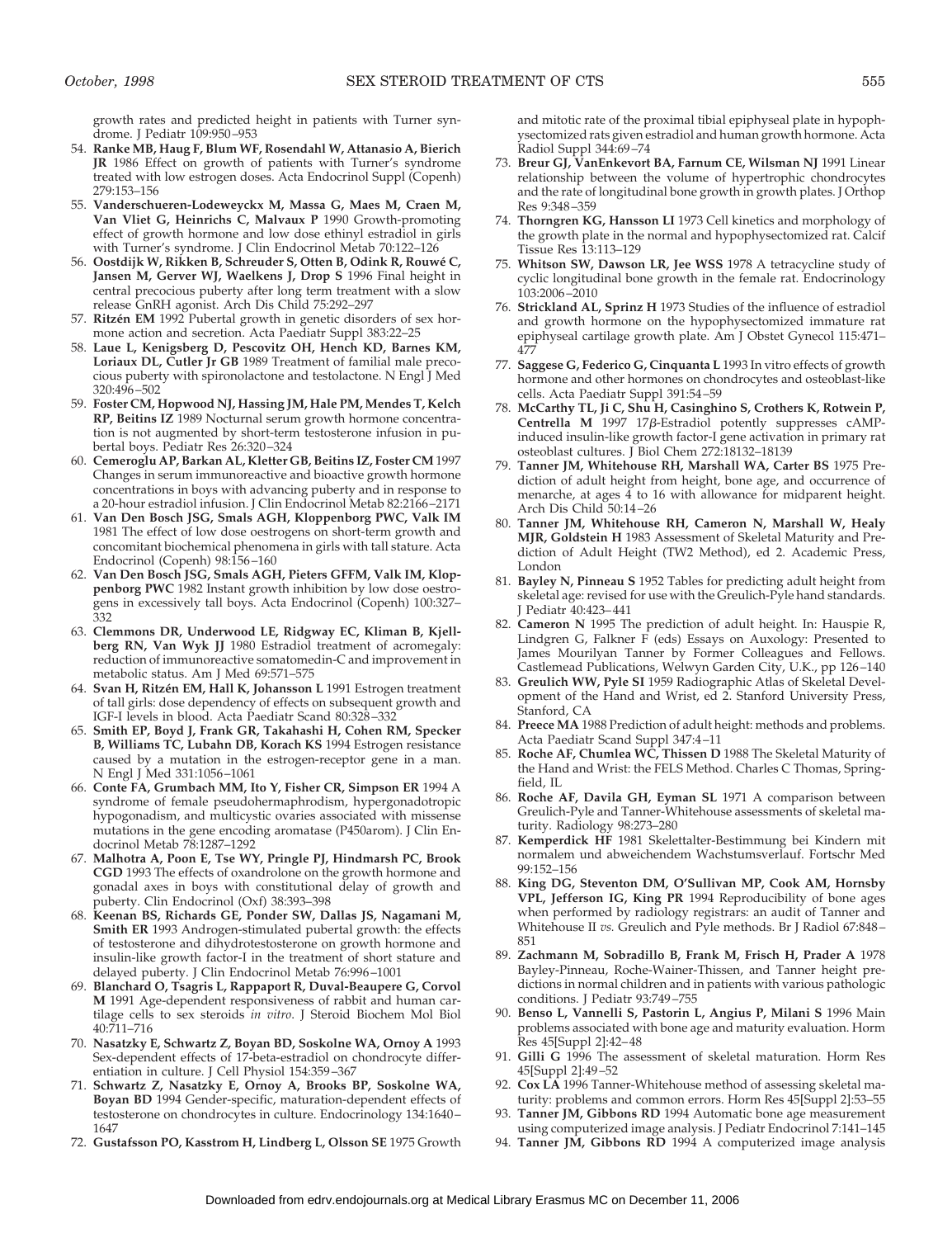growth rates and predicted height in patients with Turner syndrome. J Pediatr 109:950–953

54. **Ranke MB, Haug F, Blum WF, Rosendahl W, Attanasio A, Bierich JR** 1986 Effect on growth of patients with Turner's syndrome treated with low estrogen doses. Acta Endocrinol Suppl (Copenh) 279:153–156
55. **Vanderschueren-Lodeweyckx M, Massa G, Maes M, Craen M, Van Vliet G, Heinrichs C, Malvaux P** 1990 Growth-promoting effect of growth hormone and low dose ethinyl estradiol in girls with Turner's syndrome. J Clin Endocrinol Metab 70:122–126
56. **Oostdijk W, Rikken B, Schreuder S, Otten B, Odink R, Rouwé C, Jansen M, Gerver WJ, Waelkens J, Drop S** 1996 Final height in central precocious puberty after long term treatment with a slow release GnRH agonist. Arch Dis Child 75:292–297
57. **Ritzén EM** 1992 Pubertal growth in genetic disorders of sex hormone action and secretion. Acta Paediatr Suppl 383:22–25
58. **Laue L, Kenigsberg D, Pescovitz OH, Hench KD, Barnes KM, Loriaux DL, Cutler Jr GB** 1989 Treatment of familial male precocious puberty with spironolactone and testolactone. N Engl J Med 320:496–502
59. **Foster CM, Hopwood NJ, Hassing JM, Hale PM, Mendes T, Kelch RP, Beitins IZ** 1989 Nocturnal serum growth hormone concentration is not augmented by short-term testosterone infusion in pubertal boys. Pediatr Res 26:320–324
60. **Cemeroglu AP, Barkan AL, Kletter GB, Beitins IZ, Foster CM** 1997 Changes in serum immunoreactive and bioactive growth hormone concentrations in boys with advancing puberty and in response to a 20-hour estradiol infusion. J Clin Endocrinol Metab 82:2166–2171
61. **Van Den Bosch JSG, Smals AGH, Kloppenborg PWC, Valk IM** 1981 The effect of low dose oestrogens on short-term growth and concomitant biochemical phenomena in girls with tall stature. Acta Endocrinol (Copenh) 98:156–160
62. **Van Den Bosch JSG, Smals AGH, Pieters GFFM, Valk IM, Kloppenborg PWC** 1982 Instant growth inhibition by low dose oestrogens in excessively tall boys. Acta Endocrinol (Copenh) 100:327–332
63. **Clemmons DR, Underwood LE, Ridgway EC, Kliman B, Kjellberg RN, Van Wyk JJ** 1980 Estradiol treatment of acromegaly: reduction of immunoreactive somatomedin-C and improvement in metabolic status. Am J Med 69:571–575
64. **Svan H, Ritzén EM, Hall K, Johansson L** 1991 Estrogen treatment of tall girls: dose dependency of effects on subsequent growth and IGF-I levels in blood. Acta Paediatr Scand 80:328–332
65. **Smith EP, Boyd J, Frank GR, Takahashi H, Cohen RM, Specker B, Williams TC, Lubahn DB, Korach KS** 1994 Estrogen resistance caused by a mutation in the estrogen-receptor gene in a man. N Engl J Med 331:1056–1061
66. **Conte FA, Grumbach MM, Ito Y, Fisher CR, Simpson ER** 1994 A syndrome of female pseudohermaphrodism, hypergonadotropic hypogonadism, and multicystic ovaries associated with missense mutations in the gene encoding aromatase (P450arom). J Clin Endocrinol Metab 78:1287–1292
67. **Malhotra A, Poon E, Tse WY, Pringle PJ, Hindmarsh PC, Brook CGD** 1993 The effects of oxandrolone on the growth hormone and gonadal axes in boys with constitutional delay of growth and puberty. Clin Endocrinol (Oxf) 38:393–398
68. **Keenan BS, Richards GE, Ponder SW, Dallas JS, Nagamani M, Smith ER** 1993 Androgen-stimulated pubertal growth: the effects of testosterone and dihydrotestosterone on growth hormone and insulin-like growth factor-I in the treatment of short stature and delayed puberty. J Clin Endocrinol Metab 76:996–1001
69. **Blanchard O, Tsagris L, Rappaport R, Duval-Beaupere G, Corvol M** 1991 Age-dependent responsiveness of rabbit and human cartilage cells to sex steroids *in vitro*. J Steroid Biochem Mol Biol 40:711–716
70. **Nasatzky E, Schwartz Z, Boyan BD, Soskolne WA, Ornoy A** 1993 Sex-dependent effects of 17-beta-estradiol on chondrocyte differentiation in culture. J Cell Physiol 154:359–367
71. **Schwartz Z, Nasatzky E, Ornoy A, Brooks BP, Soskolne WA, Boyan BD** 1994 Gender-specific, maturation-dependent effects of testosterone on chondrocytes in culture. Endocrinology 134:1640–1647
72. **Gustafsson PO, Kasstrom H, Lindberg L, Olsson SE** 1975 Growth and mitotic rate of the proximal tibial epiphyseal plate in hypophysectomized rats given estradiol and human growth hormone. Acta Radiol Suppl 344:69–74
73. **Breur GJ, VanEnkevort BA, Farnum CE, Wilsman NJ** 1991 Linear relationship between the volume of hypertrophic chondrocytes and the rate of longitudinal bone growth in growth plates. J Orthop Res 9:348–359
74. **Thorngren KG, Hansson LI** 1973 Cell kinetics and morphology of the growth plate in the normal and hypophysectomized rat. Calcif Tissue Res 13:113–129
75. **Whitson SW, Dawson LR, Jee WSS** 1978 A tetracycline study of cyclic longitudinal bone growth in the female rat. Endocrinology 103:2006–2010
76. **Strickland AL, Sprinz H** 1973 Studies of the influence of estradiol and growth hormone on the hypophysectomized immature rat epiphyseal cartilage growth plate. Am J Obstet Gynecol 115:471–477
77. **Saggese G, Federico G, Cinquanta L** 1993 In vitro effects of growth hormone and other hormones on chondrocytes and osteoblast-like cells. Acta Paediatr Suppl 391:54–59
78. **McCarthy TL, Ji C, Shu H, Casinghino S, Crothers K, Rotwein P, Centrella M** 1997 17$\beta$-Estradiol potently suppresses cAMP-induced insulin-like growth factor-I gene activation in primary rat osteoblast cultures. J Biol Chem 272:18132–18139
79. **Tanner JM, Whitehouse RH, Marshall WA, Carter BS** 1975 Prediction of adult height from height, bone age, and occurrence of menarche, at ages 4 to 16 with allowance for midparent height. Arch Dis Child 50:14–26
80. **Tanner JM, Whitehouse RH, Cameron N, Marshall W, Healy MJR, Goldstein H** 1983 Assessment of Skeletal Maturity and Prediction of Adult Height (TW2 Method), ed 2. Academic Press, London
81. **Bayley N, Pinneau S** 1952 Tables for predicting adult height from skeletal age: revised for use with the Greulich-Pyle hand standards. J Pediatr 40:423–441
82. **Cameron N** 1995 The prediction of adult height. In: Hauspie R, Lindgren G, Falkner F (eds) Essays on Auxology: Presented to James Mourilyan Tanner by Former Colleagues and Fellows. Castlemead Publications, Welwyn Garden City, U.K., pp 126–140
83. **Greulich WW, Pyle SI** 1959 Radiographic Atlas of Skeletal Development of the Hand and Wrist, ed 2. Stanford University Press, Stanford, CA
84. **Preece MA** 1988 Prediction of adult height: methods and problems. Acta Paediatr Scand Suppl 347:4–11
85. **Roche AF, Chumlea WC, Thissen D** 1988 The Skeletal Maturity of the Hand and Wrist: the FELS Method. Charles C Thomas, Springfield, IL
86. **Roche AF, Davila GH, Eyman SL** 1971 A comparison between Greulich-Pyle and Tanner-Whitehouse assessments of skeletal maturity. Radiology 98:273–280
87. **Kemperdick HF** 1981 Skelettalter-Bestimmung bei Kindern mit normalem und abweichendem Wachstumsverlauf. Fortschr Med 99:152–156
88. **King DG, Steventon DM, O'Sullivan MP, Cook AM, Hornsby VPL, Jefferson IG, King PR** 1994 Reproducibility of bone ages when performed by radiology registrars: an audit of Tanner and Whitehouse II *vs.* Greulich and Pyle methods. Br J Radiol 67:848–851
89. **Zachmann M, Sobradillo B, Frank M, Frisch H, Prader A** 1978 Bayley-Pinneau, Roche-Wainer-Thissen, and Tanner height predictions in normal children and in patients with various pathologic conditions. J Pediatr 93:749–755
90. **Benso L, Vannelli S, Pastorin L, Angius P, Milani S** 1996 Main problems associated with bone age and maturity evaluation. Horm Res 45[Suppl 2]:42–48
91. **Gilli G** 1996 The assessment of skeletal maturation. Horm Res 45[Suppl 2]:49–52
92. **Cox LA** 1996 Tanner-Whitehouse method of assessing skeletal maturity: problems and common errors. Horm Res 45[Suppl 2]:53–55
93. **Tanner JM, Gibbons RD** 1994 Automatic bone age measurement using computerized image analysis. J Pediatr Endocrinol 7:141–145
94. **Tanner JM, Gibbons RD** 1994 A computerized image analysis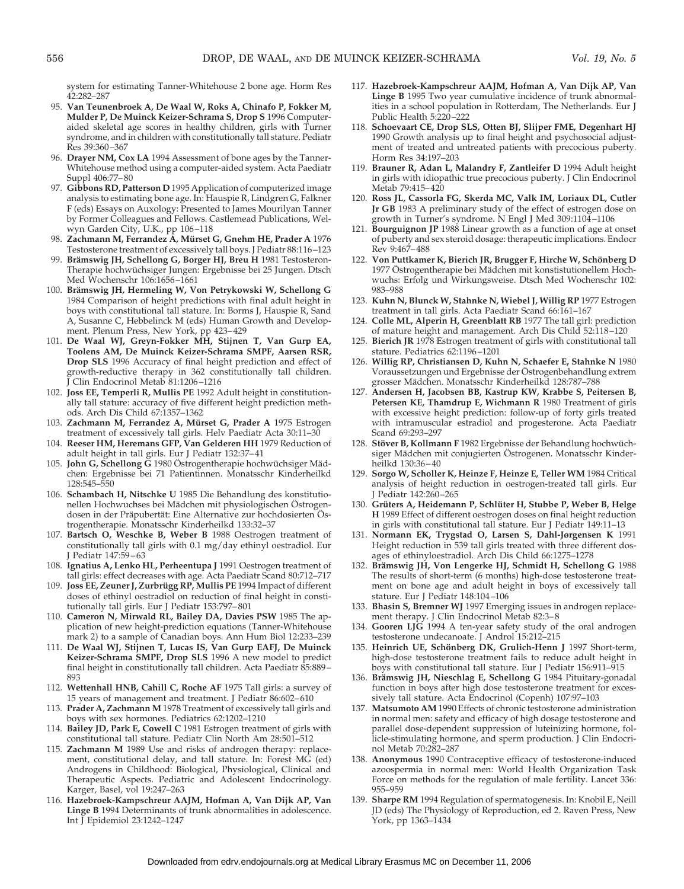system for estimating Tanner-Whitehouse 2 bone age. Horm Res 42:282–287

95. **Van Teunenbroek A, De Waal W, Roks A, Chinafo P, Fokker M, Mulder P, De Muinck Keizer-Schrama S, Drop S** 1996 Computer-aided skeletal age scores in healthy children, girls with Turner syndrome, and in children with constitutionally tall stature. Pediatr Res 39:360–367
96. **Drayer NM, Cox LA** 1994 Assessment of bone ages by the Tanner-Whitehouse method using a computer-aided system. Acta Paediatr Suppl 406:77–80
97. **Gibbons RD, Patterson D** 1995 Application of computerized image analysis to estimating bone age. In: Hauspie R, Lindgren G, Falkner F (eds) Essays on Auxology: Presented to James Mourilyan Tanner by Former Colleagues and Fellows. Castlemead Publications, Welwyn Garden City, U.K., pp 106–118
98. **Zachmann M, Ferrandez A, Mürset G, Gnehm HE, Prader A** 1976 Testosterone treatment of excessively tall boys. J Pediatr 88:116–123
99. **Brämswig JH, Schellong G, Borger HJ, Breu H** 1981 Testosteron-Therapie hochwüchsiger Jungen: Ergebnisse bei 25 Jungen. Dtsch Med Wochenschr 106:1656–1661
100. **Brämswig JH, Hermeling W, Von Petrykowski W, Schellong G** 1984 Comparison of height predictions with final adult height in boys with constitutional tall stature. In: Borms J, Hauspie R, Sand A, Susanne C, Hebbelinck M (eds) Human Growth and Development. Plenum Press, New York, pp 423–429
101. **De Waal WJ, Greyn-Fokker MH, Stijnen T, Van Gurp EA, Toolens AM, De Muinck Keizer-Schrama SMPF, Aarsen RSR, Drop SLS** 1996 Accuracy of final height prediction and effect of growth-reductive therapy in 362 constitutionally tall children. J Clin Endocrinol Metab 81:1206–1216
102. **Joss EE, Temperli R, Mullis PE** 1992 Adult height in constitutionally tall stature: accuracy of five different height prediction methods. Arch Dis Child 67:1357–1362
103. **Zachmann M, Ferrandez A, Mürset G, Prader A** 1975 Estrogen treatment of excessively tall girls. Helv Paediatr Acta 30:11–30
104. **Reeser HM, Heremans GFP, Van Gelderen HH** 1979 Reduction of adult height in tall girls. Eur J Pediatr 132:37–41
105. **John G, Schellong G** 1980 Östrogentherapie hochwüchsiger Mädchen: Ergebnisse bei 71 Patientinnen. Monatsschr Kinderheilkd 128:545–550
106. **Schambach H, Nitschke U** 1985 Die Behandlung des konstitutionellen Hochwuchses bei Mädchen mit physiologischen Östrogendosen in der Präpubertät: Eine Alternative zur hochdosierten Östrogentherapie. Monatsschr Kinderheilkd 133:32–37
107. **Bartsch O, Weschke B, Weber B** 1988 Oestrogen treatment of constitutionally tall girls with 0.1 mg/day ethinyl oestradiol. Eur J Pediatr 147:59–63
108. **Ignatius A, Lenko HL, Perheentupa J** 1991 Oestrogen treatment of tall girls: effect decreases with age. Acta Paediatr Scand 80:712–717
109. **Joss EE, Zeuner J, Zurbrügg RP, Mullis PE** 1994 Impact of different doses of ethinyl oestradiol on reduction of final height in constitutionally tall girls. Eur J Pediatr 153:797–801
110. **Cameron N, Mirwald RL, Bailey DA, Davies PSW** 1985 The application of new height-prediction equations (Tanner-Whitehouse mark 2) to a sample of Canadian boys. Ann Hum Biol 12:233–239
111. **De Waal WJ, Stijnen T, Lucas IS, Van Gurp EAFJ, De Muinck Keizer-Schrama SMPF, Drop SLS** 1996 A new model to predict final height in constitutionally tall children. Acta Paediatr 85:889–893
112. **Wettenhall HNB, Cahill C, Roche AF** 1975 Tall girls: a survey of 15 years of management and treatment. J Pediatr 86:602–610
113. **Prader A, Zachmann M** 1978 Treatment of excessively tall girls and boys with sex hormones. Pediatrics 62:1202–1210
114. **Bailey JD, Park E, Cowell C** 1981 Estrogen treatment of girls with constitutional tall stature. Pediatr Clin North Am 28:501–512
115. **Zachmann M** 1989 Use and risks of androgen therapy: replacement, constitutional delay, and tall stature. In: Forest MG (ed) Androgens in Childhood: Biological, Physiological, Clinical and Therapeutic Aspects. Pediatric and Adolescent Endocrinology. Karger, Basel, vol 19:247–263
116. **Hazebroek-Kampschreur AAJM, Hofman A, Van Dijk AP, Van Linge B** 1994 Determinants of trunk abnormalities in adolescence. Int J Epidemiol 23:1242–1247
117. **Hazebroek-Kampschreur AAJM, Hofman A, Van Dijk AP, Van Linge B** 1995 Two year cumulative incidence of trunk abnormalities in a school population in Rotterdam, The Netherlands. Eur J Public Health 5:220–222
118. **Schoevaart CE, Drop SLS, Otten BJ, Slijper FME, Degenhart HJ** 1990 Growth analysis up to final height and psychosocial adjustment of treated and untreated patients with precocious puberty. Horm Res 34:197–203
119. **Brauner R, Adan L, Malandry F, Zantleifer D** 1994 Adult height in girls with idiopathic true precocious puberty. J Clin Endocrinol Metab 79:415–420
120. **Ross JL, Cassorla FG, Skerda MC, Valk IM, Loriaux DL, Cutler Jr GB** 1983 A preliminary study of the effect of estrogen dose on growth in Turner's syndrome. N Engl J Med 309:1104–1106
121. **Bourguignon JP** 1988 Linear growth as a function of age at onset of puberty and sex steroid dosage: therapeutic implications. Endocr Rev 9:467–488
122. **Von Puttkamer K, Bierich JR, Brugger F, Hirche W, Schönberg D** 1977 Östrogentherapie bei Mädchen mit konstitutionellem Hochwuchs: Erfolg und Wirkungsweise. Dtsch Med Wochenschr 102: 983–988
123. **Kuhn N, Blunck W, Stahnke N, Wiebel J, Willig RP** 1977 Estrogen treatment in tall girls. Acta Paediatr Scand 66:161–167
124. **Colle ML, Alperin H, Greenblatt RB** 1977 The tall girl: prediction of mature height and management. Arch Dis Child 52:118–120
125. **Bierich JR** 1978 Estrogen treatment of girls with constitutional tall stature. Pediatrics 62:1196–1201
126. **Willig RP, Christiansen D, Kuhn N, Schaefer E, Stahnke N** 1980 Voraussetzungen und Ergebnisse der Östrogenbehandlung extrem grosser Mädchen. Monatsschr Kinderheilkd 128:787–788
127. **Andersen H, Jacobsen BB, Kastrup KW, Krabbe S, Peitersen B, Petersen KE, Thamdrup E, Wichmann R** 1980 Treatment of girls with excessive height prediction: follow-up of forty girls treated with intramuscular estradiol and progesterone. Acta Paediatr Scand 69:293–297
128. **Stöver B, Kollmann F** 1982 Ergebnisse der Behandlung hochwüchsiger Mädchen mit conjugierten Östrogenen. Monatsschr Kinderheilkd 130:36–40
129. **Sorgo W, Scholler K, Heinze F, Heinze E, Teller WM** 1984 Critical analysis of height reduction in oestrogen-treated tall girls. Eur J Pediatr 142:260–265
130. **Grüters A, Heidemann P, Schlüter H, Stubbe P, Weber B, Helge H** 1989 Effect of different oestrogen doses on final height reduction in girls with constitutional tall stature. Eur J Pediatr 149:11–13
131. **Normann EK, Trygstad O, Larsen S, Dahl-Jørgensen K** 1991 Height reduction in 539 tall girls treated with three different dosages of ethinyloestradiol. Arch Dis Child 66:1275–1278
132. **Brämswig JH, Von Lengerke HJ, Schmidt H, Schellong G** 1988 The results of short-term (6 months) high-dose testosterone treatment on bone age and adult height in boys of excessively tall stature. Eur J Pediatr 148:104–106
133. **Bhasin S, Bremner WJ** 1997 Emerging issues in androgen replacement therapy. J Clin Endocrinol Metab 82:3–8
134. **Gooren LJG** 1994 A ten-year safety study of the oral androgen testosterone undecanoate. J Androl 15:212–215
135. **Heinrich UE, Schönberg DK, Grulich-Henn J** 1997 Short-term, high-dose testosterone treatment fails to reduce adult height in boys with constitutional tall stature. Eur J Pediatr 156:911–915
136. **Brämswig JH, Nieschlag E, Schellong G** 1984 Pituitary-gonadal function in boys after high dose testosterone treatment for excessively tall stature. Acta Endocrinol (Copenh) 107:97–103
137. **Matsumoto AM** 1990 Effects of chronic testosterone administration in normal men: safety and efficacy of high dosage testosterone and parallel dose-dependent suppression of luteinizing hormone, follicle-stimulating hormone, and sperm production. J Clin Endocrinol Metab 70:282–287
138. **Anonymous** 1990 Contraceptive efficacy of testosterone-induced azoospermia in normal men: World Health Organization Task Force on methods for the regulation of male fertility. Lancet 336: 955–959
139. **Sharpe RM** 1994 Regulation of spermatogenesis. In: Knobil E, Neill JD (eds) The Physiology of Reproduction, ed 2. Raven Press, New York, pp 1363–1434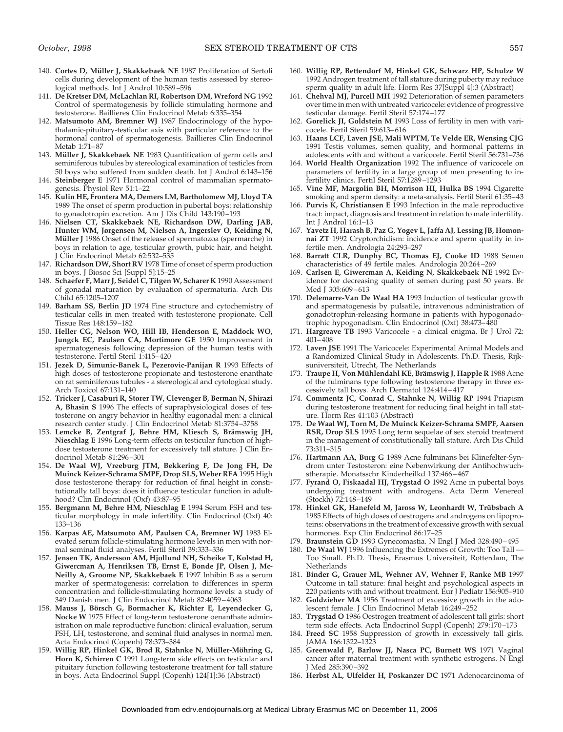140. **Cortes D, Müller J, Skakkebaek NE** 1987 Proliferation of Sertoli cells during development of the human testis assessed by stereological methods. Int J Androl 10:589–596
141. **De Kretser DM, McLachlan RI, Robertson DM, Wreford NG** 1992 Control of spermatogenesis by follicle stimulating hormone and testosterone. Baillieres Clin Endocrinol Metab 6:335–354
142. **Matsumoto AM, Bremner WJ** 1987 Endocrinology of the hypothalamic-pituitary-testicular axis with particular reference to the hormonal control of spermatogenesis. Baillieres Clin Endocrinol Metab 1:71–87
143. **Müller J, Skakkebaek NE** 1983 Quantification of germ cells and seminiferous tubules by stereological examination of testicles from 50 boys who suffered from sudden death. Int J Androl 6:143–156
144. **Steinberger E** 1971 Hormonal control of mammalian spermatogenesis. Physiol Rev 51:1–22
145. **Kulin HE, Frontera MA, Demers LM, Bartholomew MJ, Lloyd TA** 1989 The onset of sperm production in pubertal boys: relationship to gonadotropin excretion. Am J Dis Child 143:190–193
146. **Nielsen CT, Skakkebaek NE, Richardson DW, Darling JAB, Hunter WM, Jørgensen M, Nielsen A, Ingerslev O, Keiding N, Müller J** 1986 Onset of the release of spermatozoa (spermarche) in boys in relation to age, testicular growth, pubic hair, and height. J Clin Endocrinol Metab 62:532–535
147. **Richardson DW, Short RV** 1978 Time of onset of sperm production in boys. J Biosoc Sci [Suppl 5]:15–25
148. **Schaefer F, Marr J, Seidel C, Tilgen W, Scharer K** 1990 Assessment of gonadal maturation by evaluation of spermaturia. Arch Dis Child 65:1205–1207
149. **Barham SS, Berlin JD** 1974 Fine structure and cytochemistry of testicular cells in men treated with testosterone propionate. Cell Tissue Res 148:159–182
150. **Heller CG, Nelson WO, Hill IB, Henderson E, Maddock WO, Jungck EC, Paulsen CA, Mortimore GE** 1950 Improvement in spermatogenesis following depression of the human testis with testosterone. Fertil Steril 1:415–420
151. **Jezek D, Simunic-Banek L, Pezerovic-Panijan R** 1993 Effects of high doses of testosterone propionate and testosterone enanthate on rat seminiferous tubules - a stereological and cytological study. Arch Toxicol 67:131–140
152. **Tricker J, Casaburi R, Storer TW, Clevenger B, Berman N, Shirazi A, Bhasin S** 1996 The effects of supraphysiological doses of testosterone on angry behavior in healthy eugonadal men: a clinical research center study. J Clin Endocrinol Metab 81:3754–3758
153. **Lemcke B, Zentgraf J, Behre HM, Kliesch S, Brämswig JH, Nieschlag E** 1996 Long-term effects on testicular function of high-dose testosterone treatment for excessively tall stature. J Clin Endocrinol Metab 81:296–301
154. **De Waal WJ, Vreeburg JTM, Bekkering F, De Jong FH, De Muinck Keizer-Schrama SMPF, Drop SLS, Weber RFA** 1995 High dose testosterone therapy for reduction of final height in constitutionally tall boys: does it influence testicular function in adulthood? Clin Endocrinol (Oxf) 43:87–95
155. **Bergmann M, Behre HM, Nieschlag E** 1994 Serum FSH and testicular morphology in male infertility. Clin Endocrinol (Oxf) 40: 133–136
156. **Karpas AE, Matsumoto AM, Paulsen CA, Bremner WJ** 1983 Elevated serum follicle-stimulating hormone levels in men with normal seminal fluid analyses. Fertil Steril 39:333–336
157. **Jensen TK, Andersson AM, Hjollund NH, Scheike T, Kolstad H, Giwercman A, Henriksen TB, Ernst E, Bonde JP, Olsen J, McNeilly A, Groome NP, Skakkebaek E** 1997 Inhibin B as a serum marker of spermatogenesis: correlation to differences in sperm concentration and follicle-stimulating hormone levels: a study of 349 Danish men. J Clin Endocrinol Metab 82:4059–4063
158. **Mauss J, Börsch G, Bormacher K, Richter E, Leyendecker G, Nocke W** 1975 Effect of long-term testosterone oenanthate administration on male reproductive function: clinical evaluation, serum FSH, LH, testosterone, and seminal fluid analyses in normal men. Acta Endocrinol (Copenh) 78:373–384
159. **Willig RP, Hinkel GK, Brod R, Stahnke N, Müller-Möhring G, Horn K, Schirren C** 1991 Long-term side effects on testicular and pituitary function following testosterone treatment for tall stature in boys. Acta Endocrinol Suppl (Copenh) 124[1]:36 (Abstract)
160. **Willig RP, Bettendorf M, Hinkel GK, Schwarz HP, Schulze W** 1992 Androgen treatment of tall stature during puberty may reduce sperm quality in adult life. Horm Res 37[Suppl 4]:3 (Abstract)
161. **Chehval MJ, Purcell MH** 1992 Deterioration of semen parameters over time in men with untreated varicocele: evidence of progressive testicular damage. Fertil Steril 57:174–177
162. **Gorelick JI, Goldstein M** 1993 Loss of fertility in men with varicocele. Fertil Steril 59:613–616
163. **Haans LCF, Laven JSE, Mali WPTM, Te Velde ER, Wensing CJG** 1991 Testis volumes, semen quality, and hormonal patterns in adolescents with and without a varicocele. Fertil Steril 56:731–736
164. **World Health Organization** 1992 The influence of varicocele on parameters of fertility in a large group of men presenting to infertility clinics. Fertil Steril 57:1289–1293
165. **Vine MF, Margolin BH, Morrison HI, Hulka BS** 1994 Cigarette smoking and sperm density: a meta-analysis. Fertil Steril 61:35–43
166. **Purvis K, Christiansen E** 1993 Infection in the male reproductive tract: impact, diagnosis and treatment in relation to male infertility. Int J Androl 16:1–13
167. **Yavetz H, Harash B, Paz G, Yogev L, Jaffa AJ, Lessing JB, Homonnai ZT** 1992 Cryptorchidism: incidence and sperm quality in infertile men. Andrologia 24:293–297
168. **Barratt CLR, Dunphy BC, Thomas EJ, Cooke ID** 1988 Semen characteristics of 49 fertile males. Andrologia 20:264–269
169. **Carlsen E, Giwercman A, Keiding N, Skakkebaek NE** 1992 Evidence for decreasing quality of semen during past 50 years. Br Med J 305:609–613
170. **Delemarre-Van De Waal HA** 1993 Induction of testicular growth and spermatogenesis by pulsatile, intravenous administration of gonadotrophin-releasing hormone in patients with hypogonadotrophic hypogonadism. Clin Endocrinol (Oxf) 38:473–480
171. **Hargreave TB** 1993 Varicocele - a clinical enigma. Br J Urol 72: 401–408
172. **Laven JSE** 1991 The Varicocele: Experimental Animal Models and a Randomized Clinical Study in Adolescents. Ph.D. Thesis, Rijksuniversiteit, Utrecht, The Netherlands
173. **Traupe H, Von Mühlendahl KE, Brämswig J, Happle R** 1988 Acne of the fulminans type following testosterone therapy in three excessively tall boys. Arch Dermatol 124:414–417
174. **Commentz JC, Conrad C, Stahnke N, Willig RP** 1994 Priapism during testosterone treatment for reducing final height in tall stature. Horm Res 41:103 (Abstract)
175. **De Waal WJ, Torn M, De Muinck Keizer-Schrama SMPF, Aarsen RSR, Drop SLS** 1995 Long term sequelae of sex steroid treatment in the management of constitutionally tall stature. Arch Dis Child 73:311–315
176. **Hartmann AA, Burg G** 1989 Acne fulminans bei Klinefelter-Syndrom unter Testosteron: eine Nebenwirkung der Antihochwuchstherapie. Monatsschr Kinderheilkd 137:466–467
177. **Fyrand O, Fiskaadal HJ, Trygstad O** 1992 Acne in pubertal boys undergoing treatment with androgens. Acta Derm Venereol (Stockh) 72:148–149
178. **Hinkel GK, Hanefeld M, Jaross W, Leonhardt W, Trübsbach A** 1985 Effects of high doses of oestrogens and androgens on lipoproteins: observations in the treatment of excessive growth with sexual hormones. Exp Clin Endocrinol 86:17–25
179. **Braunstein GD** 1993 Gynecomastia. N Engl J Med 328:490–495
180. **De Waal WJ** 1996 Influencing the Extremes of Growth: Too Tall — Too Small. Ph.D. Thesis, Erasmus Universiteit, Rotterdam, The Netherlands
181. **Binder G, Grauer ML, Wehner AV, Wehner F, Ranke MB** 1997 Outcome in tall stature: final height and psychological aspects in 220 patients with and without treatment. Eur J Pediatr 156:905–910
182. **Goldzieher MA** 1956 Treatment of excessive growth in the adolescent female. J Clin Endocrinol Metab 16:249–252
183. **Trygstad O** 1986 Oestrogen treatment of adolescent tall girls: short term side effects. Acta Endocrinol Suppl (Copenh) 279:170–173
184. **Freed SC** 1958 Suppression of growth in excessively tall girls. JAMA 166:1322–1323
185. **Greenwald P, Barlow JJ, Nasca PC, Burnett WS** 1971 Vaginal cancer after maternal treatment with synthetic estrogens. N Engl J Med 285:390–392
186. **Herbst AL, Ulfelder H, Poskanzer DC** 1971 Adenocarcinoma of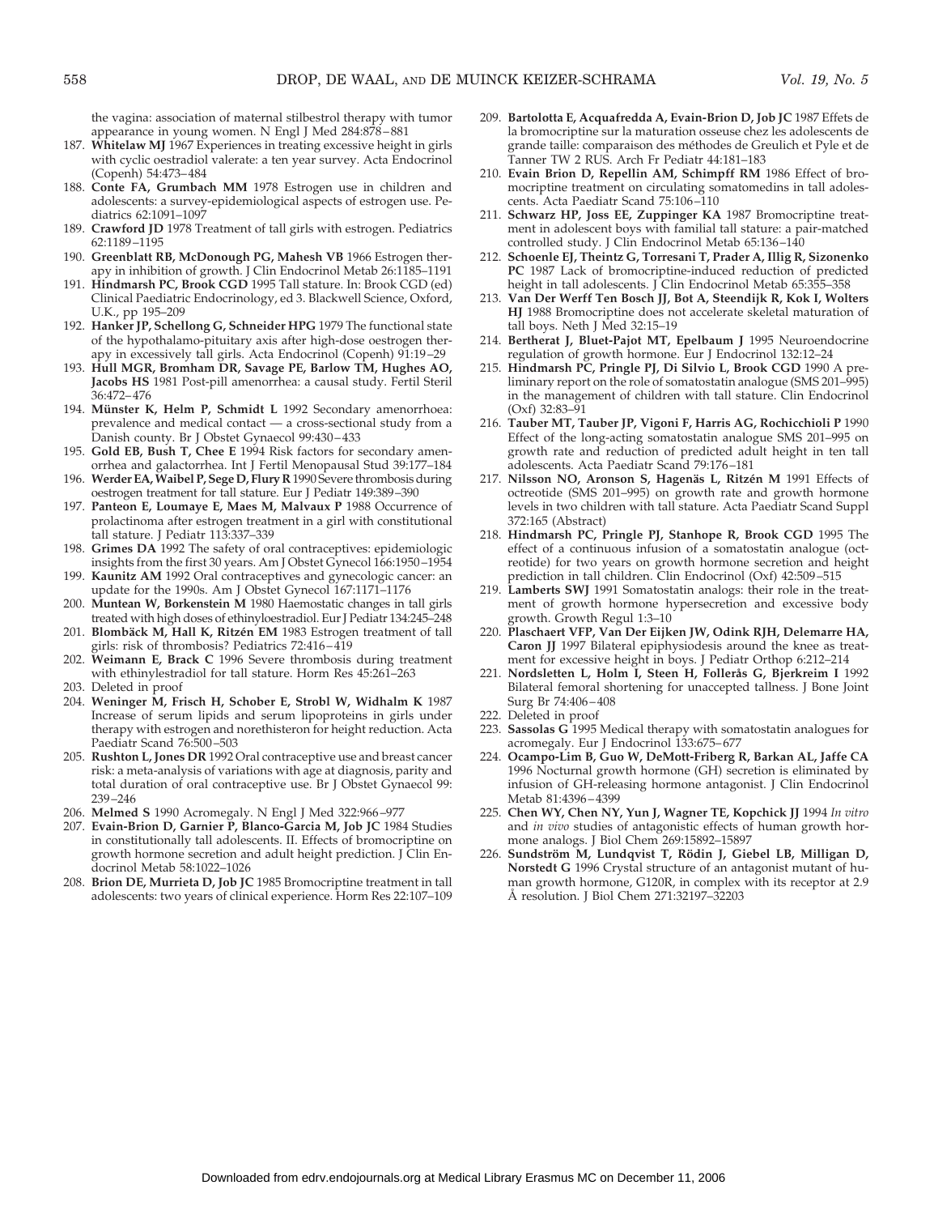the vagina: association of maternal stilbestrol therapy with tumor appearance in young women. N Engl J Med 284:878–881

187. **Whitelaw MJ** 1967 Experiences in treating excessive height in girls with cyclic oestradiol valerate: a ten year survey. Acta Endocrinol (Copenh) 54:473–484
188. **Conte FA, Grumbach MM** 1978 Estrogen use in children and adolescents: a survey-epidemiological aspects of estrogen use. Pediatrics 62:1091–1097
189. **Crawford JD** 1978 Treatment of tall girls with estrogen. Pediatrics 62:1189–1195
190. **Greenblatt RB, McDonough PG, Mahesh VB** 1966 Estrogen therapy in inhibition of growth. J Clin Endocrinol Metab 26:1185–1191
191. **Hindmarsh PC, Brook CGD** 1995 Tall stature. In: Brook CGD (ed) Clinical Paediatric Endocrinology, ed 3. Blackwell Science, Oxford, U.K., pp 195–209
192. **Hanker JP, Schellong G, Schneider HPG** 1979 The functional state of the hypothalamo-pituitary axis after high-dose oestrogen therapy in excessively tall girls. Acta Endocrinol (Copenh) 91:19–29
193. **Hull MGR, Bromham DR, Savage PE, Barlow TM, Hughes AO, Jacobs HS** 1981 Post-pill amenorrhea: a causal study. Fertil Steril 36:472–476
194. **Münster K, Helm P, Schmidt L** 1992 Secondary amenorrhoea: prevalence and medical contact — a cross-sectional study from a Danish county. Br J Obstet Gynaecol 99:430–433
195. **Gold EB, Bush T, Chee E** 1994 Risk factors for secondary amenorrhea and galactorrhea. Int J Fertil Menopausal Stud 39:177–184
196. **Werder EA, Waibel P, Sege D, Flury R** 1990 Severe thrombosis during oestrogen treatment for tall stature. Eur J Pediatr 149:389–390
197. **Panteon E, Loumaye E, Maes M, Malvaux P** 1988 Occurrence of prolactinoma after estrogen treatment in a girl with constitutional tall stature. J Pediatr 113:337–339
198. **Grimes DA** 1992 The safety of oral contraceptives: epidemiologic insights from the first 30 years. Am J Obstet Gynecol 166:1950–1954
199. **Kaunitz AM** 1992 Oral contraceptives and gynecologic cancer: an update for the 1990s. Am J Obstet Gynecol 167:1171–1176
200. **Muntean W, Borkenstein M** 1980 Haemostatic changes in tall girls treated with high doses of ethinyloestradiol. Eur J Pediatr 134:245–248
201. **Blombäck M, Hall K, Ritzén EM** 1983 Estrogen treatment of tall girls: risk of thrombosis? Pediatrics 72:416–419
202. **Weimann E, Brack C** 1996 Severe thrombosis during treatment with ethinylestradiol for tall stature. Horm Res 45:261–263
203. Deleted in proof
204. **Weninger M, Frisch H, Schober E, Strobl W, Widhalm K** 1987 Increase of serum lipids and serum lipoproteins in girls under therapy with estrogen and norethisteron for height reduction. Acta Paediatr Scand 76:500–503
205. **Rushton L, Jones DR** 1992 Oral contraceptive use and breast cancer risk: a meta-analysis of variations with age at diagnosis, parity and total duration of oral contraceptive use. Br J Obstet Gynaecol 99: 239–246
206. **Melmed S** 1990 Acromegaly. N Engl J Med 322:966–977
207. **Evain-Brion D, Garnier P, Blanco-Garcia M, Job JC** 1984 Studies in constitutionally tall adolescents. II. Effects of bromocriptine on growth hormone secretion and adult height prediction. J Clin Endocrinol Metab 58:1022–1026
208. **Brion DE, Murrieta D, Job JC** 1985 Bromocriptine treatment in tall adolescents: two years of clinical experience. Horm Res 22:107–109
209. **Bartolotta E, Acquafredda A, Evain-Brion D, Job JC** 1987 Effets de la bromocriptine sur la maturation osseuse chez les adolescents de grande taille: comparaison des méthodes de Greulich et Pyle et de Tanner TW 2 RUS. Arch Fr Pediatr 44:181–183
210. **Evain Brion D, Repellin AM, Schimpff RM** 1986 Effect of bromocriptine treatment on circulating somatomedins in tall adolescents. Acta Paediatr Scand 75:106–110
211. **Schwarz HP, Joss EE, Zuppinger KA** 1987 Bromocriptine treatment in adolescent boys with familial tall stature: a pair-matched controlled study. J Clin Endocrinol Metab 65:136–140
212. **Schoenle EJ, Theintz G, Torresani T, Prader A, Illig R, Sizonenko PC** 1987 Lack of bromocriptine-induced reduction of predicted height in tall adolescents. J Clin Endocrinol Metab 65:355–358
213. **Van Der Werff Ten Bosch JJ, Bot A, Steendijk R, Kok I, Wolters HJ** 1988 Bromocriptine does not accelerate skeletal maturation of tall boys. Neth J Med 32:15–19
214. **Bertherat J, Bluet-Pajot MT, Epelbaum J** 1995 Neuroendocrine regulation of growth hormone. Eur J Endocrinol 132:12–24
215. **Hindmarsh PC, Pringle PJ, Di Silvio L, Brook CGD** 1990 A preliminary report on the role of somatostatin analogue (SMS 201–995) in the management of children with tall stature. Clin Endocrinol (Oxf) 32:83–91
216. **Tauber MT, Tauber JP, Vigoni F, Harris AG, Rochicchioli P** 1990 Effect of the long-acting somatostatin analogue SMS 201–995 on growth rate and reduction of predicted adult height in ten tall adolescents. Acta Paediatr Scand 79:176–181
217. **Nilsson NO, Aronson S, Hagenäs L, Ritzén M** 1991 Effects of octreotide (SMS 201–995) on growth rate and growth hormone levels in two children with tall stature. Acta Paediatr Scand Suppl 372:165 (Abstract)
218. **Hindmarsh PC, Pringle PJ, Stanhope R, Brook CGD** 1995 The effect of a continuous infusion of a somatostatin analogue (octreotide) for two years on growth hormone secretion and height prediction in tall children. Clin Endocrinol (Oxf) 42:509–515
219. **Lamberts SWJ** 1991 Somatostatin analogs: their role in the treatment of growth hormone hypersecretion and excessive body growth. Growth Regul 1:3–10
220. **Plaschaert VFP, Van Der Eijken JW, Odink RJH, Delemarre HA, Caron JJ** 1997 Bilateral epiphysiodesis around the knee as treatment for excessive height in boys. J Pediatr Orthop 6:212–214
221. **Nordsletten L, Holm I, Steen H, Follerås G, Bjerkreim I** 1992 Bilateral femoral shortening for unaccepted tallness. J Bone Joint Surg Br 74:406–408
222. Deleted in proof
223. **Sassolas G** 1995 Medical therapy with somatostatin analogues for acromegaly. Eur J Endocrinol 133:675–677
224. **Ocampo-Lim B, Guo W, DeMott-Friberg R, Barkan AL, Jaffe CA** 1996 Nocturnal growth hormone (GH) secretion is eliminated by infusion of GH-releasing hormone antagonist. J Clin Endocrinol Metab 81:4396–4399
225. **Chen WY, Chen NY, Yun J, Wagner TE, Kopchick JJ** 1994 *In vitro* and *in vivo* studies of antagonistic effects of human growth hormone analogs. J Biol Chem 269:15892–15897
226. **Sundström M, Lundqvist T, Rödin J, Giebel LB, Milligan D, Norstedt G** 1996 Crystal structure of an antagonist mutant of human growth hormone, G120R, in complex with its receptor at 2.9 Å resolution. J Biol Chem 271:32197–32203